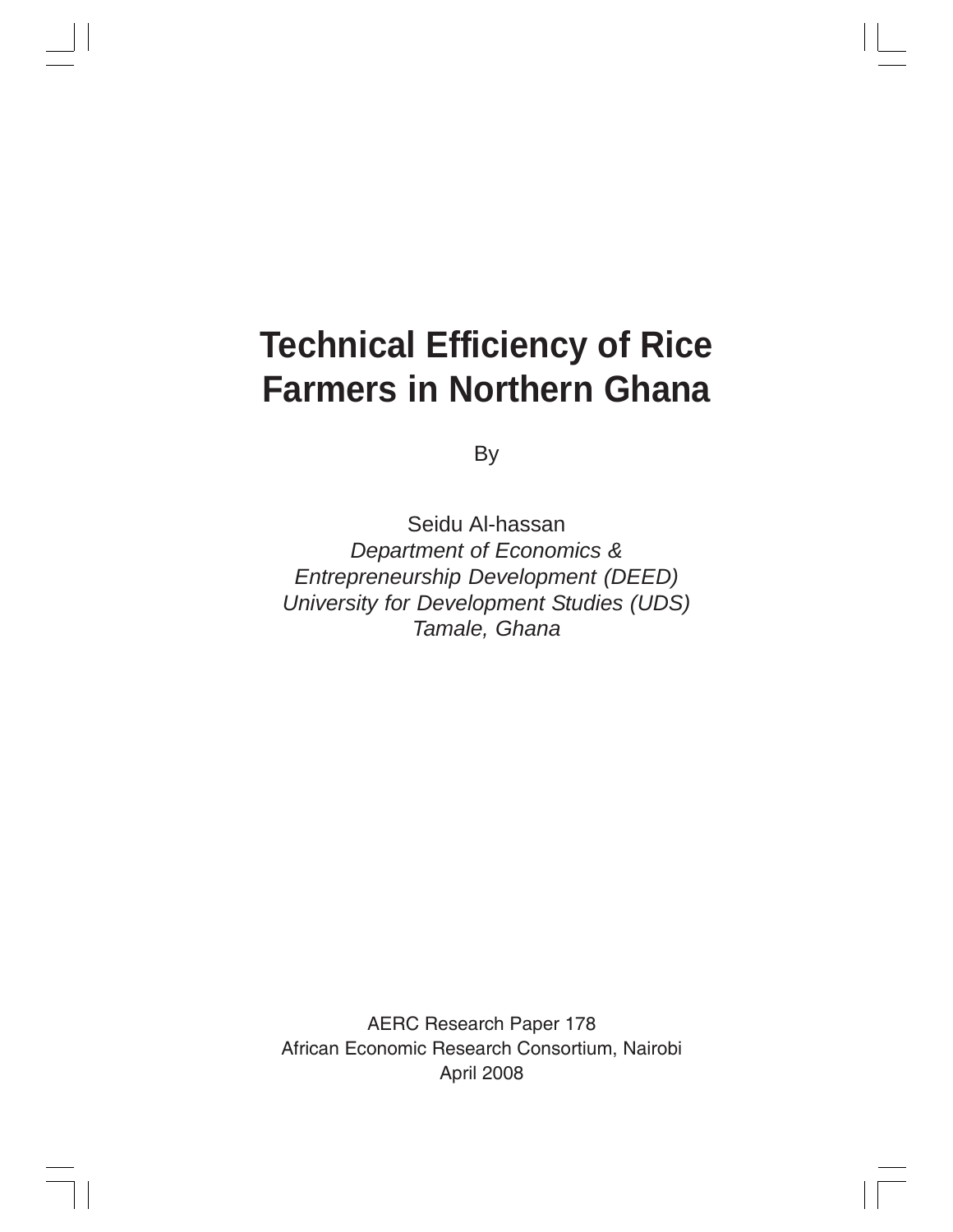# Technical Efficiency of Rice Farmers in Northern Ghana

By

Seidu Al-hassan
*Department of Economics &*
*Entrepreneurship Development (DEED)*
*University for Development Studies (UDS)*
*Tamale, Ghana*

AERC Research Paper 178
African Economic Research Consortium, Nairobi
April 2008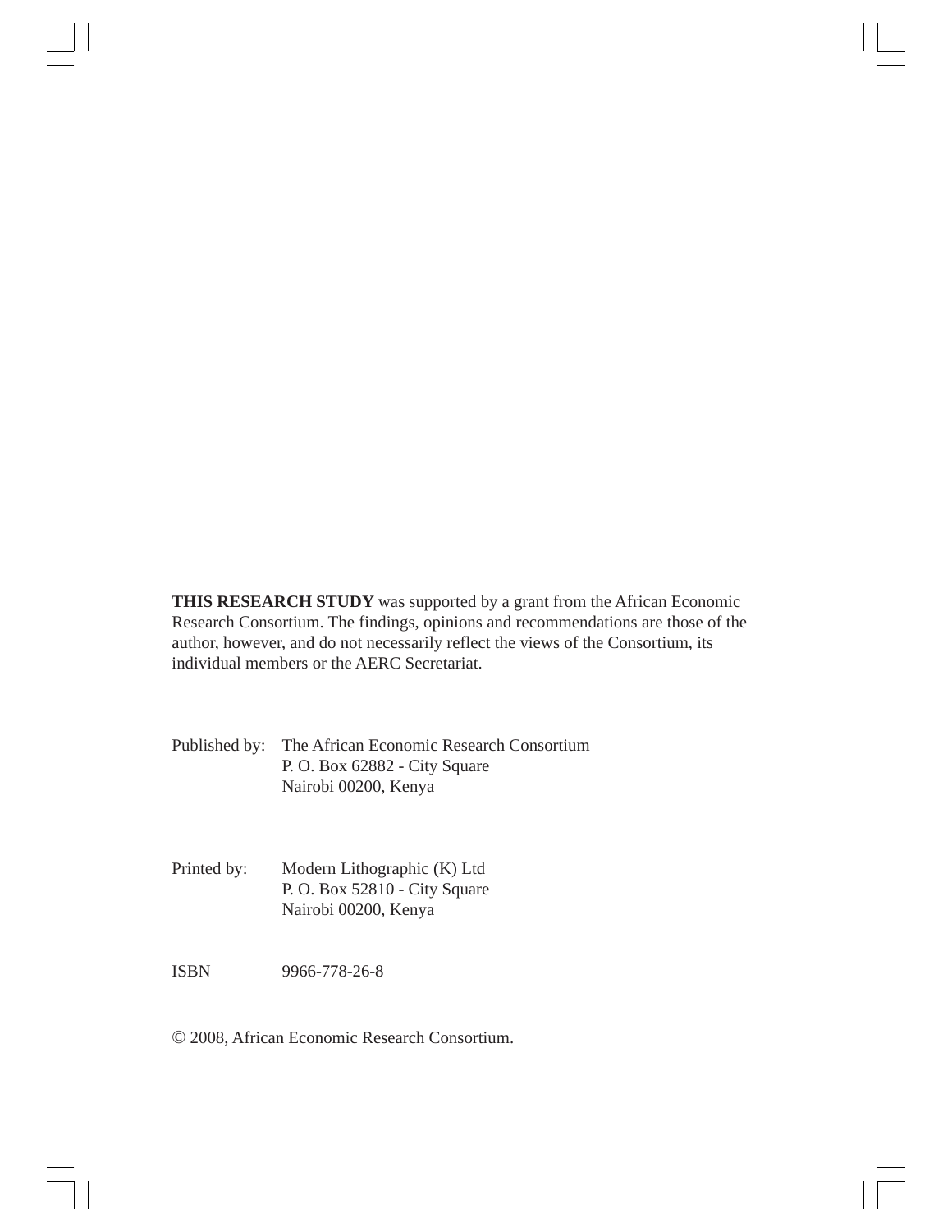**THIS RESEARCH STUDY** was supported by a grant from the African Economic Research Consortium. The findings, opinions and recommendations are those of the author, however, and do not necessarily reflect the views of the Consortium, its individual members or the AERC Secretariat.

Published by: The African Economic Research Consortium
P. O. Box 62882 - City Square
Nairobi 00200, Kenya

Printed by: Modern Lithographic (K) Ltd
P. O. Box 52810 - City Square
Nairobi 00200, Kenya

ISBN 9966-778-26-8

© 2008, African Economic Research Consortium.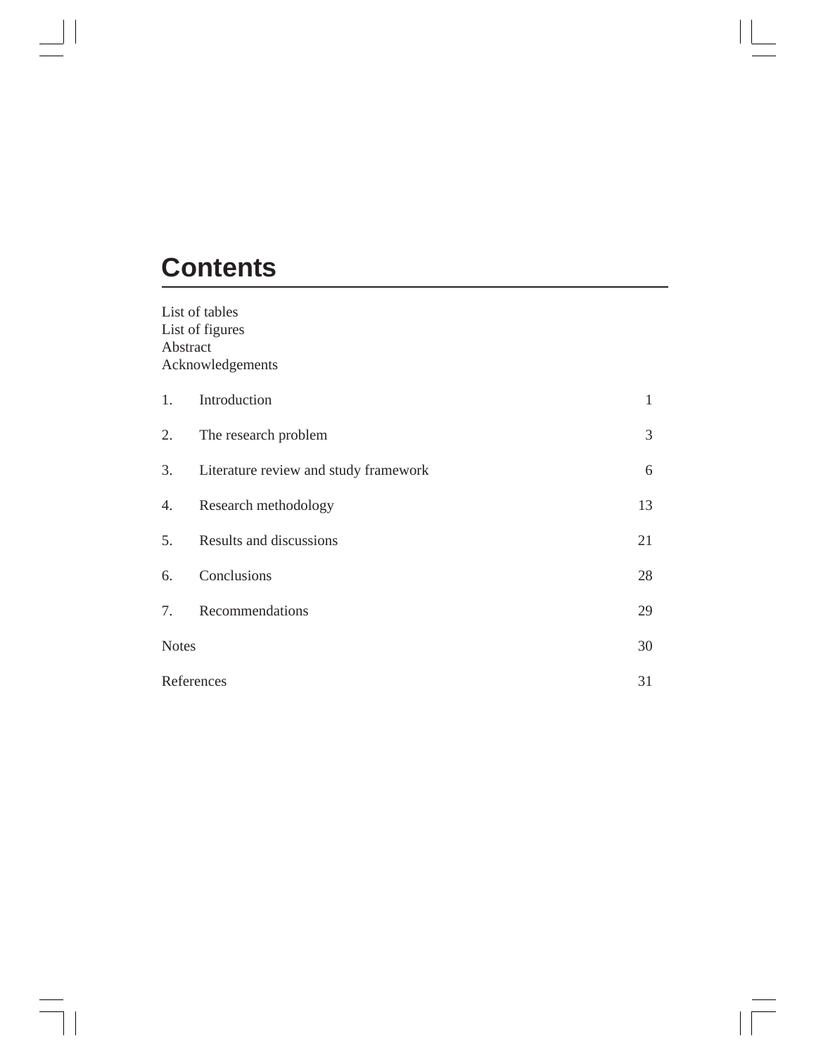# Contents

List of tables
List of figures
Abstract
Acknowledgements

| | | |
|---|---|---|
| 1. | Introduction | 1 |
| 2. | The research problem | 3 |
| 3. | Literature review and study framework | 6 |
| 4. | Research methodology | 13 |
| 5. | Results and discussions | 21 |
| 6. | Conclusions | 28 |
| 7. | Recommendations | 29 |
| Notes | | 30 |
| References | | 31 |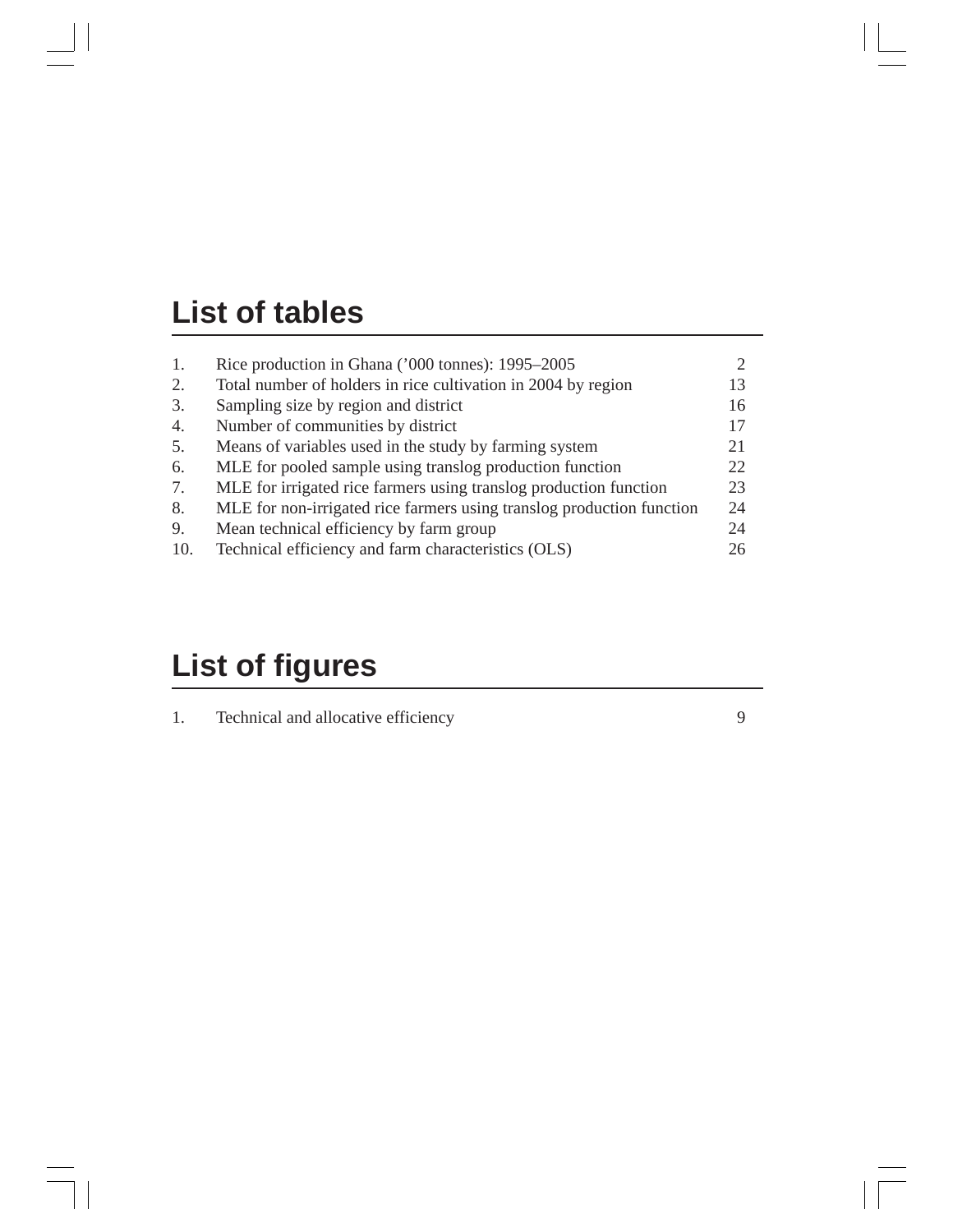## List of tables

| | | |
|---|---|---|
| 1. | Rice production in Ghana ('000 tonnes): 1995–2005 | 2 |
| 2. | Total number of holders in rice cultivation in 2004 by region | 13 |
| 3. | Sampling size by region and district | 16 |
| 4. | Number of communities by district | 17 |
| 5. | Means of variables used in the study by farming system | 21 |
| 6. | MLE for pooled sample using translog production function | 22 |
| 7. | MLE for irrigated rice farmers using translog production function | 23 |
| 8. | MLE for non-irrigated rice farmers using translog production function | 24 |
| 9. | Mean technical efficiency by farm group | 24 |
| 10. | Technical efficiency and farm characteristics (OLS) | 26 |

## List of figures

| | | |
|---|---|---|
| 1. | Technical and allocative efficiency | 9 |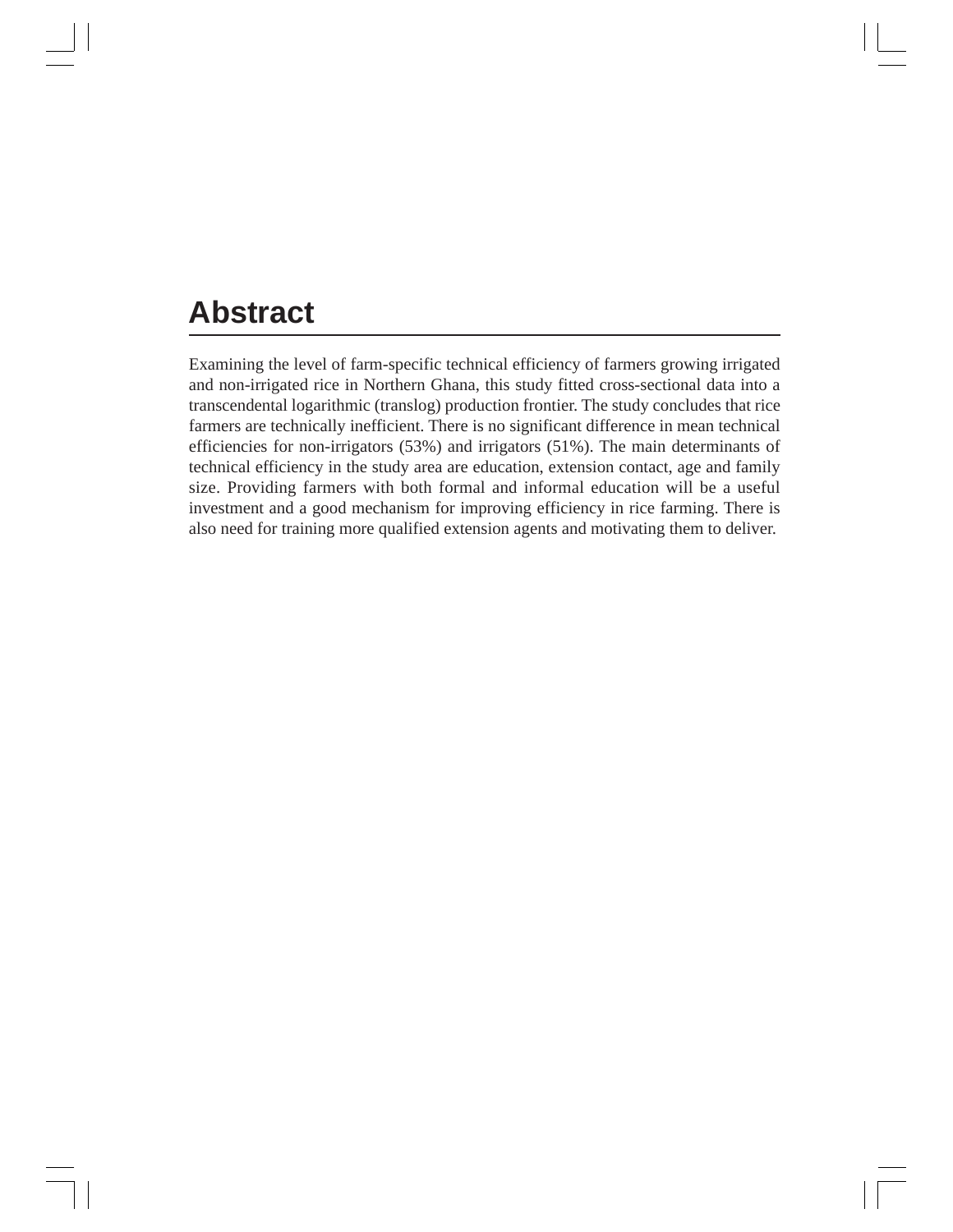# Abstract

Examining the level of farm-specific technical efficiency of farmers growing irrigated and non-irrigated rice in Northern Ghana, this study fitted cross-sectional data into a transcendental logarithmic (translog) production frontier. The study concludes that rice farmers are technically inefficient. There is no significant difference in mean technical efficiencies for non-irrigators (53%) and irrigators (51%). The main determinants of technical efficiency in the study area are education, extension contact, age and family size. Providing farmers with both formal and informal education will be a useful investment and a good mechanism for improving efficiency in rice farming. There is also need for training more qualified extension agents and motivating them to deliver.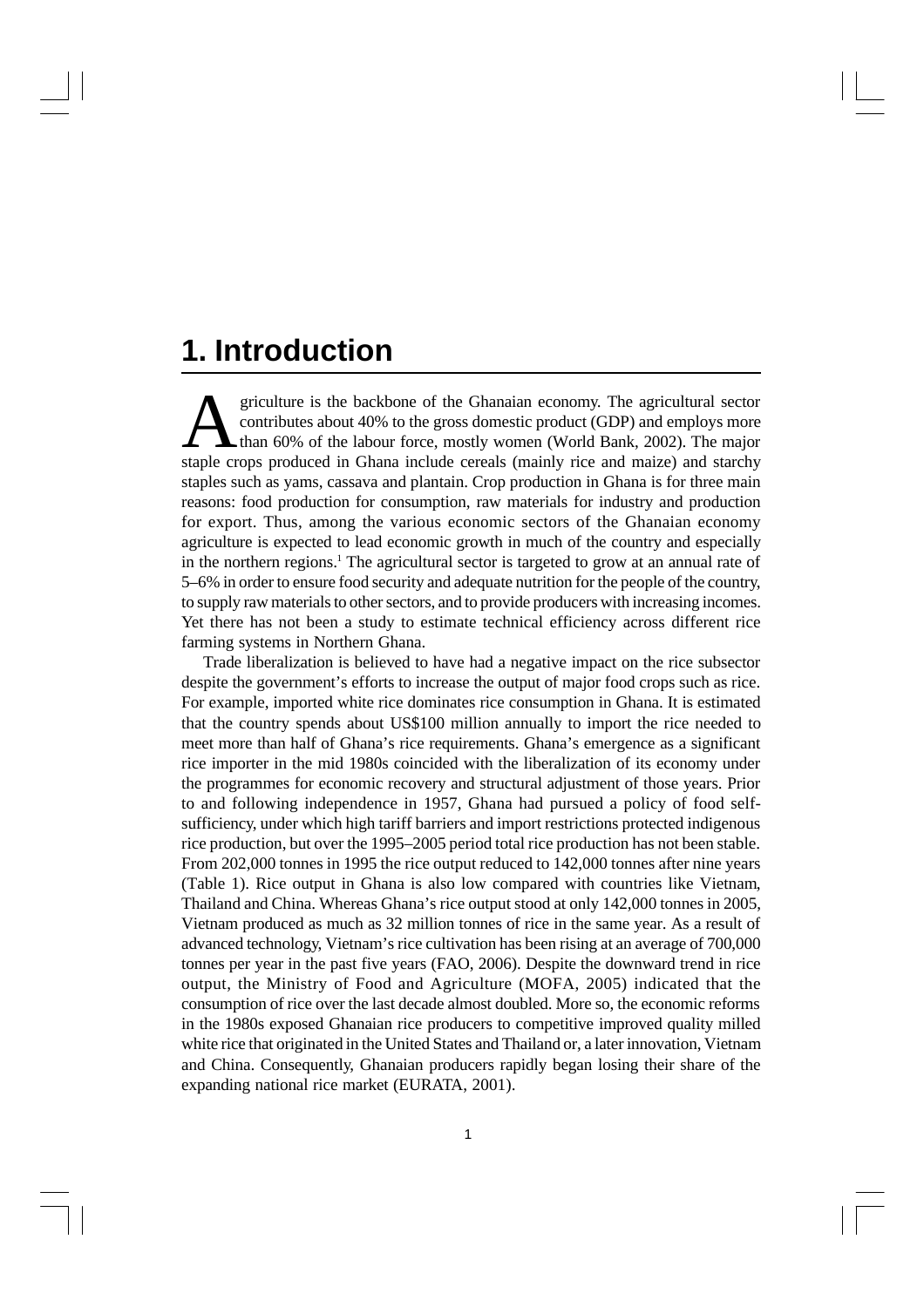# 1. Introduction

Agriculture is the backbone of the Ghanaian economy. The agricultural sector contributes about 40% to the gross domestic product (GDP) and employs more than 60% of the labour force, mostly women (World Bank, 2002). The major staple crops produced in Ghana include cereals (mainly rice and maize) and starchy staples such as yams, cassava and plantain. Crop production in Ghana is for three main reasons: food production for consumption, raw materials for industry and production for export. Thus, among the various economic sectors of the Ghanaian economy agriculture is expected to lead economic growth in much of the country and especially in the northern regions.[1] The agricultural sector is targeted to grow at an annual rate of 5–6% in order to ensure food security and adequate nutrition for the people of the country, to supply raw materials to other sectors, and to provide producers with increasing incomes. Yet there has not been a study to estimate technical efficiency across different rice farming systems in Northern Ghana.

Trade liberalization is believed to have had a negative impact on the rice subsector despite the government's efforts to increase the output of major food crops such as rice. For example, imported white rice dominates rice consumption in Ghana. It is estimated that the country spends about US$100 million annually to import the rice needed to meet more than half of Ghana's rice requirements. Ghana's emergence as a significant rice importer in the mid 1980s coincided with the liberalization of its economy under the programmes for economic recovery and structural adjustment of those years. Prior to and following independence in 1957, Ghana had pursued a policy of food self-sufficiency, under which high tariff barriers and import restrictions protected indigenous rice production, but over the 1995–2005 period total rice production has not been stable. From 202,000 tonnes in 1995 the rice output reduced to 142,000 tonnes after nine years (Table 1). Rice output in Ghana is also low compared with countries like Vietnam, Thailand and China. Whereas Ghana's rice output stood at only 142,000 tonnes in 2005, Vietnam produced as much as 32 million tonnes of rice in the same year. As a result of advanced technology, Vietnam's rice cultivation has been rising at an average of 700,000 tonnes per year in the past five years (FAO, 2006). Despite the downward trend in rice output, the Ministry of Food and Agriculture (MOFA, 2005) indicated that the consumption of rice over the last decade almost doubled. More so, the economic reforms in the 1980s exposed Ghanaian rice producers to competitive improved quality milled white rice that originated in the United States and Thailand or, a later innovation, Vietnam and China. Consequently, Ghanaian producers rapidly began losing their share of the expanding national rice market (EURATA, 2001).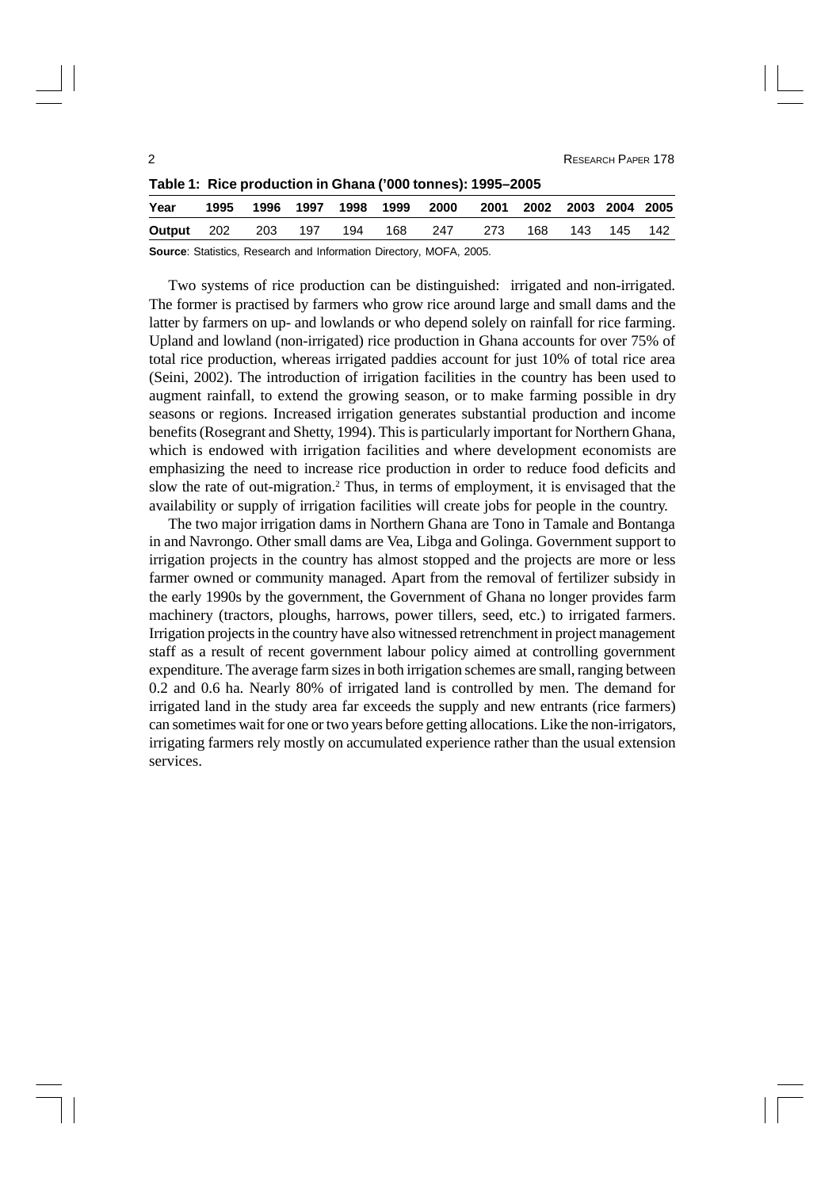**Table 1: Rice production in Ghana ('000 tonnes): 1995–2005**

| Year | 1995 | 1996 | 1997 | 1998 | 1999 | 2000 | 2001 | 2002 | 2003 | 2004 | 2005 |
|---|---|---|---|---|---|---|---|---|---|---|---|
| **Output** | 202 | 203 | 197 | 194 | 168 | 247 | 273 | 168 | 143 | 145 | 142 |

**Source**: Statistics, Research and Information Directory, MOFA, 2005.

Two systems of rice production can be distinguished: irrigated and non-irrigated. The former is practised by farmers who grow rice around large and small dams and the latter by farmers on up- and lowlands or who depend solely on rainfall for rice farming. Upland and lowland (non-irrigated) rice production in Ghana accounts for over 75% of total rice production, whereas irrigated paddies account for just 10% of total rice area (Seini, 2002). The introduction of irrigation facilities in the country has been used to augment rainfall, to extend the growing season, or to make farming possible in dry seasons or regions. Increased irrigation generates substantial production and income benefits (Rosegrant and Shetty, 1994). This is particularly important for Northern Ghana, which is endowed with irrigation facilities and where development economists are emphasizing the need to increase rice production in order to reduce food deficits and slow the rate of out-migration.[2] Thus, in terms of employment, it is envisaged that the availability or supply of irrigation facilities will create jobs for people in the country.

The two major irrigation dams in Northern Ghana are Tono in Tamale and Bontanga in and Navrongo. Other small dams are Vea, Libga and Golinga. Government support to irrigation projects in the country has almost stopped and the projects are more or less farmer owned or community managed. Apart from the removal of fertilizer subsidy in the early 1990s by the government, the Government of Ghana no longer provides farm machinery (tractors, ploughs, harrows, power tillers, seed, etc.) to irrigated farmers. Irrigation projects in the country have also witnessed retrenchment in project management staff as a result of recent government labour policy aimed at controlling government expenditure. The average farm sizes in both irrigation schemes are small, ranging between 0.2 and 0.6 ha. Nearly 80% of irrigated land is controlled by men. The demand for irrigated land in the study area far exceeds the supply and new entrants (rice farmers) can sometimes wait for one or two years before getting allocations. Like the non-irrigators, irrigating farmers rely mostly on accumulated experience rather than the usual extension services.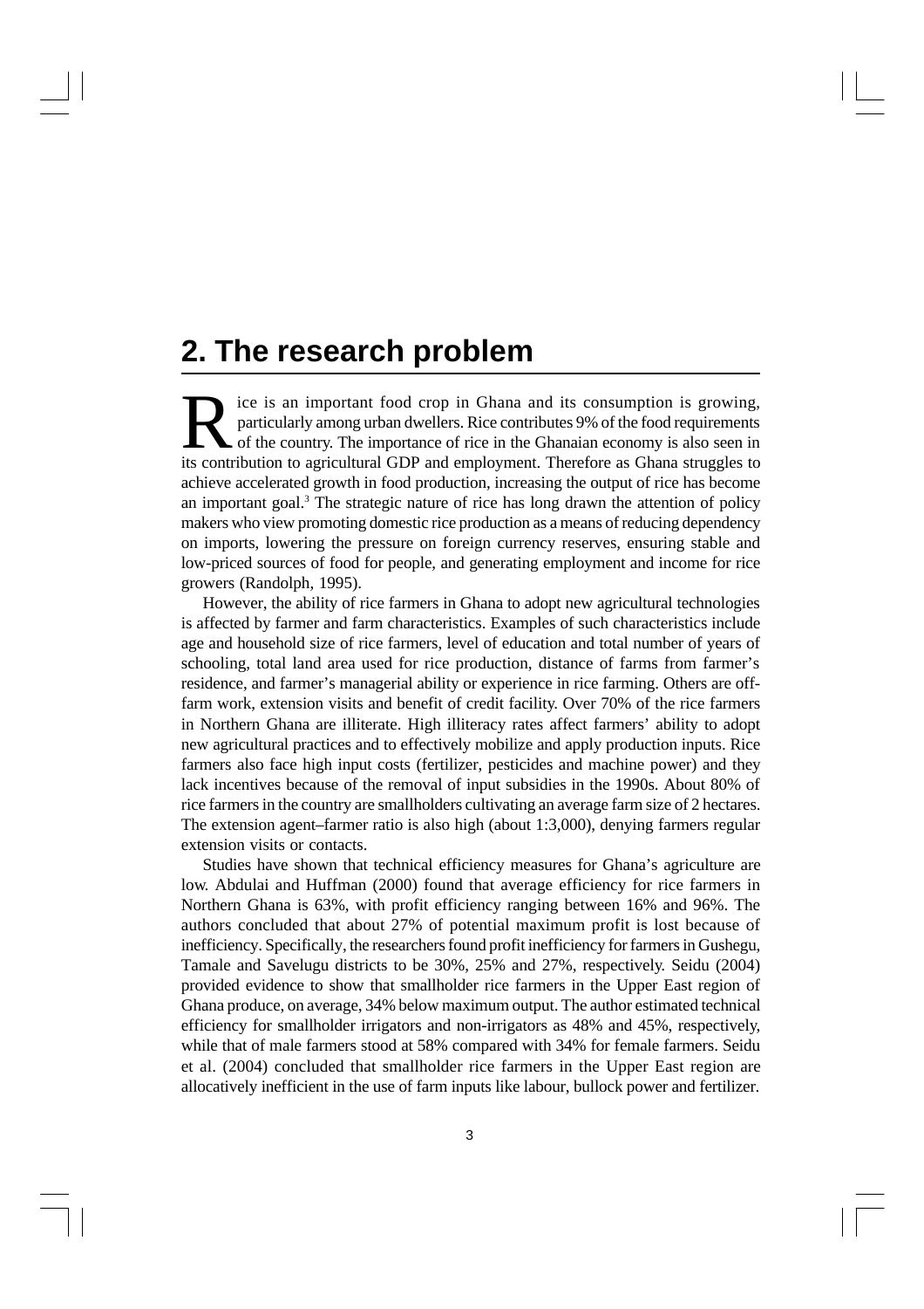## 2. The research problem

Rice is an important food crop in Ghana and its consumption is growing, particularly among urban dwellers. Rice contributes 9% of the food requirements of the country. The importance of rice in the Ghanaian economy is also seen in its contribution to agricultural GDP and employment. Therefore as Ghana struggles to achieve accelerated growth in food production, increasing the output of rice has become an important goal.[3] The strategic nature of rice has long drawn the attention of policy makers who view promoting domestic rice production as a means of reducing dependency on imports, lowering the pressure on foreign currency reserves, ensuring stable and low-priced sources of food for people, and generating employment and income for rice growers (Randolph, 1995).

However, the ability of rice farmers in Ghana to adopt new agricultural technologies is affected by farmer and farm characteristics. Examples of such characteristics include age and household size of rice farmers, level of education and total number of years of schooling, total land area used for rice production, distance of farms from farmer's residence, and farmer's managerial ability or experience in rice farming. Others are off-farm work, extension visits and benefit of credit facility. Over 70% of the rice farmers in Northern Ghana are illiterate. High illiteracy rates affect farmers' ability to adopt new agricultural practices and to effectively mobilize and apply production inputs. Rice farmers also face high input costs (fertilizer, pesticides and machine power) and they lack incentives because of the removal of input subsidies in the 1990s. About 80% of rice farmers in the country are smallholders cultivating an average farm size of 2 hectares. The extension agent–farmer ratio is also high (about 1:3,000), denying farmers regular extension visits or contacts.

Studies have shown that technical efficiency measures for Ghana's agriculture are low. Abdulai and Huffman (2000) found that average efficiency for rice farmers in Northern Ghana is 63%, with profit efficiency ranging between 16% and 96%. The authors concluded that about 27% of potential maximum profit is lost because of inefficiency. Specifically, the researchers found profit inefficiency for farmers in Gushegu, Tamale and Savelugu districts to be 30%, 25% and 27%, respectively. Seidu (2004) provided evidence to show that smallholder rice farmers in the Upper East region of Ghana produce, on average, 34% below maximum output. The author estimated technical efficiency for smallholder irrigators and non-irrigators as 48% and 45%, respectively, while that of male farmers stood at 58% compared with 34% for female farmers. Seidu et al. (2004) concluded that smallholder rice farmers in the Upper East region are allocatively inefficient in the use of farm inputs like labour, bullock power and fertilizer.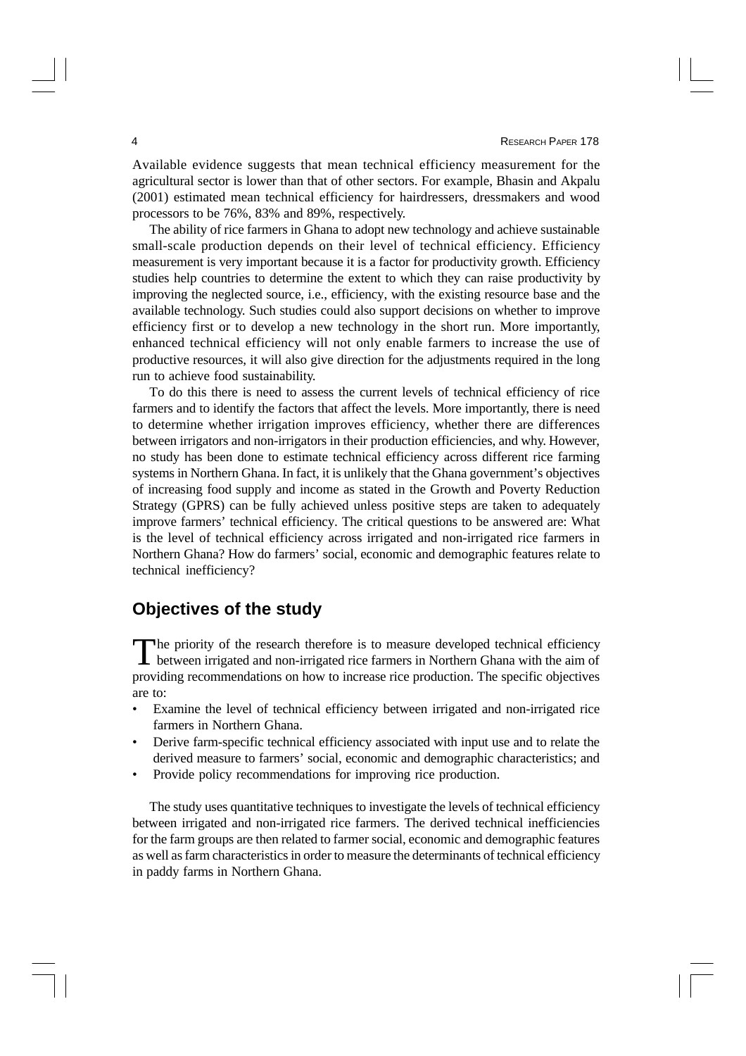Available evidence suggests that mean technical efficiency measurement for the agricultural sector is lower than that of other sectors. For example, Bhasin and Akpalu (2001) estimated mean technical efficiency for hairdressers, dressmakers and wood processors to be 76%, 83% and 89%, respectively.

The ability of rice farmers in Ghana to adopt new technology and achieve sustainable small-scale production depends on their level of technical efficiency. Efficiency measurement is very important because it is a factor for productivity growth. Efficiency studies help countries to determine the extent to which they can raise productivity by improving the neglected source, i.e., efficiency, with the existing resource base and the available technology. Such studies could also support decisions on whether to improve efficiency first or to develop a new technology in the short run. More importantly, enhanced technical efficiency will not only enable farmers to increase the use of productive resources, it will also give direction for the adjustments required in the long run to achieve food sustainability.

To do this there is need to assess the current levels of technical efficiency of rice farmers and to identify the factors that affect the levels. More importantly, there is need to determine whether irrigation improves efficiency, whether there are differences between irrigators and non-irrigators in their production efficiencies, and why. However, no study has been done to estimate technical efficiency across different rice farming systems in Northern Ghana. In fact, it is unlikely that the Ghana government's objectives of increasing food supply and income as stated in the Growth and Poverty Reduction Strategy (GPRS) can be fully achieved unless positive steps are taken to adequately improve farmers' technical efficiency. The critical questions to be answered are: What is the level of technical efficiency across irrigated and non-irrigated rice farmers in Northern Ghana? How do farmers' social, economic and demographic features relate to technical inefficiency?

## Objectives of the study

The priority of the research therefore is to measure developed technical efficiency between irrigated and non-irrigated rice farmers in Northern Ghana with the aim of providing recommendations on how to increase rice production. The specific objectives are to:

- Examine the level of technical efficiency between irrigated and non-irrigated rice farmers in Northern Ghana.
- Derive farm-specific technical efficiency associated with input use and to relate the derived measure to farmers' social, economic and demographic characteristics; and
- Provide policy recommendations for improving rice production.

The study uses quantitative techniques to investigate the levels of technical efficiency between irrigated and non-irrigated rice farmers. The derived technical inefficiencies for the farm groups are then related to farmer social, economic and demographic features as well as farm characteristics in order to measure the determinants of technical efficiency in paddy farms in Northern Ghana.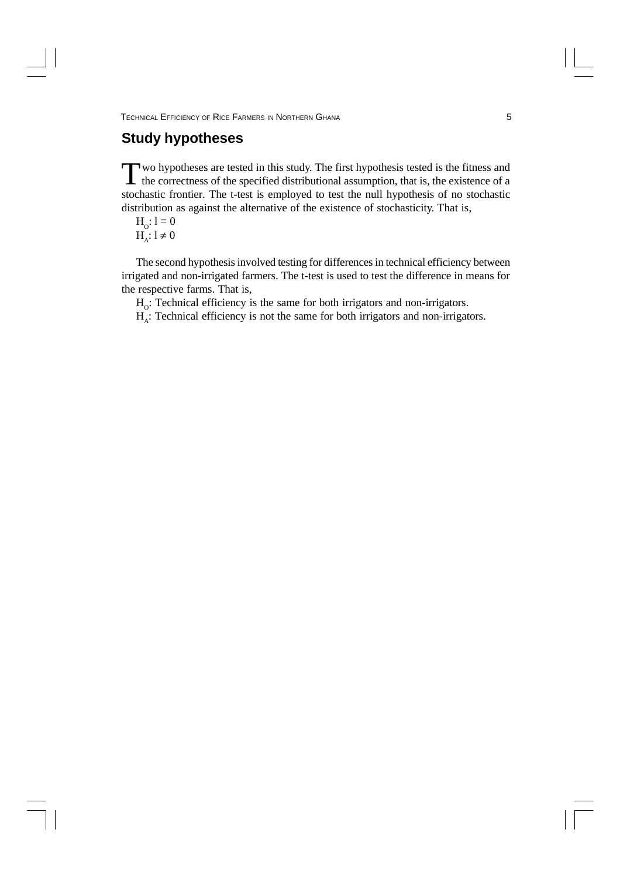## Study hypotheses

Two hypotheses are tested in this study. The first hypothesis tested is the fitness and the correctness of the specified distributional assumption, that is, the existence of a stochastic frontier. The t-test is employed to test the null hypothesis of no stochastic distribution as against the alternative of the existence of stochasticity. That is,

$H_O$: $l = 0$
$H_A$: $l \neq 0$

The second hypothesis involved testing for differences in technical efficiency between irrigated and non-irrigated farmers. The t-test is used to test the difference in means for the respective farms. That is,

$H_O$: Technical efficiency is the same for both irrigators and non-irrigators.
$H_A$: Technical efficiency is not the same for both irrigators and non-irrigators.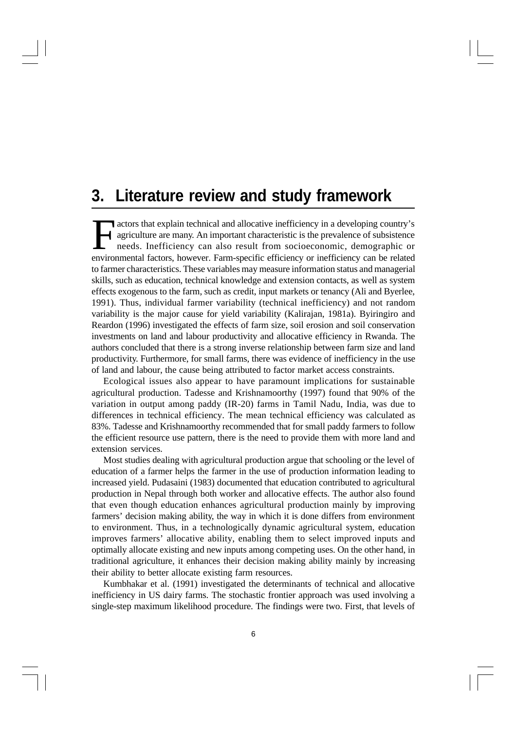# 3. Literature review and study framework

Factors that explain technical and allocative inefficiency in a developing country's agriculture are many. An important characteristic is the prevalence of subsistence needs. Inefficiency can also result from socioeconomic, demographic or environmental factors, however. Farm-specific efficiency or inefficiency can be related to farmer characteristics. These variables may measure information status and managerial skills, such as education, technical knowledge and extension contacts, as well as system effects exogenous to the farm, such as credit, input markets or tenancy (Ali and Byerlee, 1991). Thus, individual farmer variability (technical inefficiency) and not random variability is the major cause for yield variability (Kalirajan, 1981a). Byiringiro and Reardon (1996) investigated the effects of farm size, soil erosion and soil conservation investments on land and labour productivity and allocative efficiency in Rwanda. The authors concluded that there is a strong inverse relationship between farm size and land productivity. Furthermore, for small farms, there was evidence of inefficiency in the use of land and labour, the cause being attributed to factor market access constraints.

Ecological issues also appear to have paramount implications for sustainable agricultural production. Tadesse and Krishnamoorthy (1997) found that 90% of the variation in output among paddy (IR-20) farms in Tamil Nadu, India, was due to differences in technical efficiency. The mean technical efficiency was calculated as 83%. Tadesse and Krishnamoorthy recommended that for small paddy farmers to follow the efficient resource use pattern, there is the need to provide them with more land and extension services.

Most studies dealing with agricultural production argue that schooling or the level of education of a farmer helps the farmer in the use of production information leading to increased yield. Pudasaini (1983) documented that education contributed to agricultural production in Nepal through both worker and allocative effects. The author also found that even though education enhances agricultural production mainly by improving farmers' decision making ability, the way in which it is done differs from environment to environment. Thus, in a technologically dynamic agricultural system, education improves farmers' allocative ability, enabling them to select improved inputs and optimally allocate existing and new inputs among competing uses. On the other hand, in traditional agriculture, it enhances their decision making ability mainly by increasing their ability to better allocate existing farm resources.

Kumbhakar et al. (1991) investigated the determinants of technical and allocative inefficiency in US dairy farms. The stochastic frontier approach was used involving a single-step maximum likelihood procedure. The findings were two. First, that levels of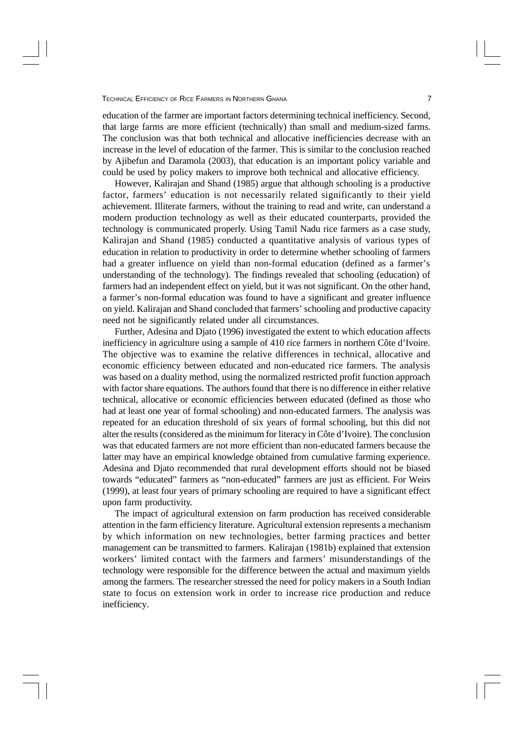education of the farmer are important factors determining technical inefficiency. Second, that large farms are more efficient (technically) than small and medium-sized farms. The conclusion was that both technical and allocative inefficiencies decrease with an increase in the level of education of the farmer. This is similar to the conclusion reached by Ajibefun and Daramola (2003), that education is an important policy variable and could be used by policy makers to improve both technical and allocative efficiency.

However, Kalirajan and Shand (1985) argue that although schooling is a productive factor, farmers' education is not necessarily related significantly to their yield achievement. Illiterate farmers, without the training to read and write, can understand a modern production technology as well as their educated counterparts, provided the technology is communicated properly. Using Tamil Nadu rice farmers as a case study, Kalirajan and Shand (1985) conducted a quantitative analysis of various types of education in relation to productivity in order to determine whether schooling of farmers had a greater influence on yield than non-formal education (defined as a farmer's understanding of the technology). The findings revealed that schooling (education) of farmers had an independent effect on yield, but it was not significant. On the other hand, a farmer's non-formal education was found to have a significant and greater influence on yield. Kalirajan and Shand concluded that farmers' schooling and productive capacity need not be significantly related under all circumstances.

Further, Adesina and Djato (1996) investigated the extent to which education affects inefficiency in agriculture using a sample of 410 rice farmers in northern Côte d'Ivoire. The objective was to examine the relative differences in technical, allocative and economic efficiency between educated and non-educated rice farmers. The analysis was based on a duality method, using the normalized restricted profit function approach with factor share equations. The authors found that there is no difference in either relative technical, allocative or economic efficiencies between educated (defined as those who had at least one year of formal schooling) and non-educated farmers. The analysis was repeated for an education threshold of six years of formal schooling, but this did not alter the results (considered as the minimum for literacy in Côte d'Ivoire). The conclusion was that educated farmers are not more efficient than non-educated farmers because the latter may have an empirical knowledge obtained from cumulative farming experience. Adesina and Djato recommended that rural development efforts should not be biased towards "educated" farmers as "non-educated" farmers are just as efficient. For Weirs (1999), at least four years of primary schooling are required to have a significant effect upon farm productivity.

The impact of agricultural extension on farm production has received considerable attention in the farm efficiency literature. Agricultural extension represents a mechanism by which information on new technologies, better farming practices and better management can be transmitted to farmers. Kalirajan (1981b) explained that extension workers' limited contact with the farmers and farmers' misunderstandings of the technology were responsible for the difference between the actual and maximum yields among the farmers. The researcher stressed the need for policy makers in a South Indian state to focus on extension work in order to increase rice production and reduce inefficiency.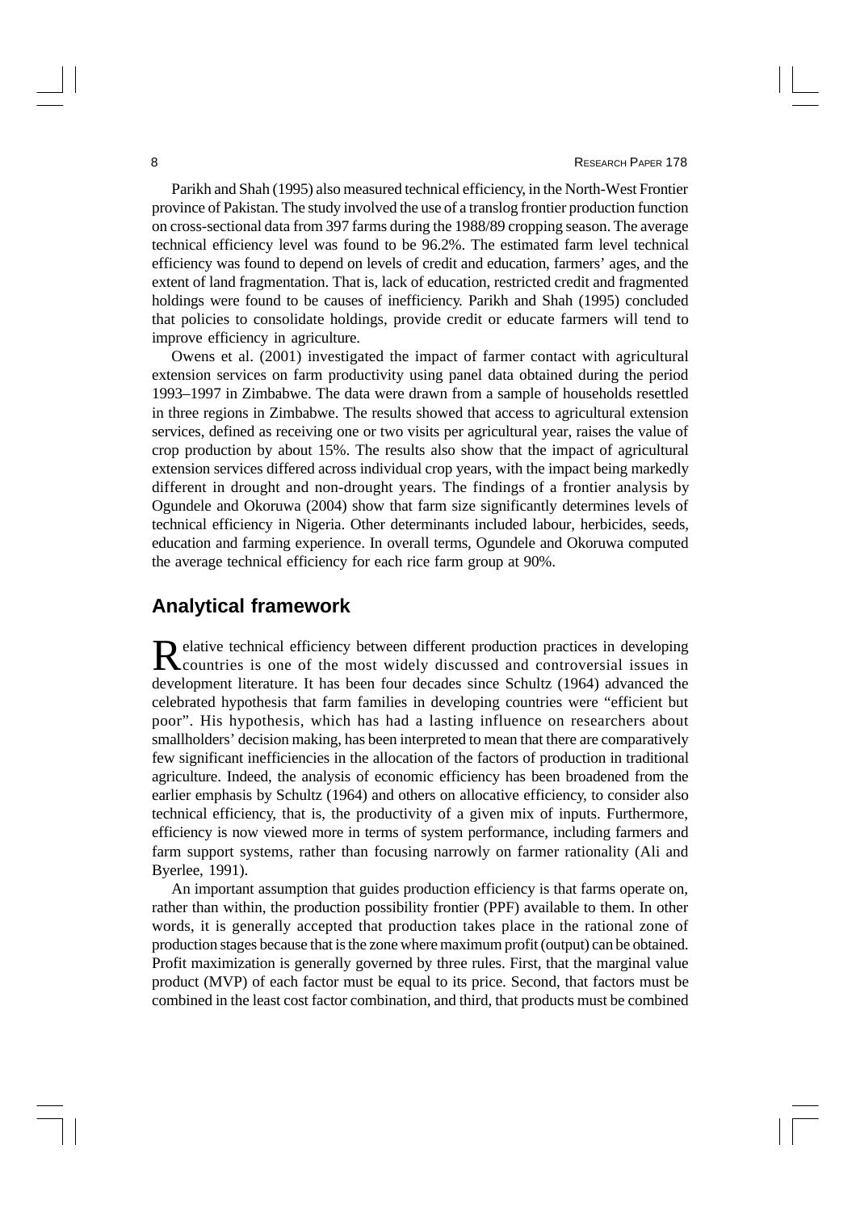Parikh and Shah (1995) also measured technical efficiency, in the North-West Frontier province of Pakistan. The study involved the use of a translog frontier production function on cross-sectional data from 397 farms during the 1988/89 cropping season. The average technical efficiency level was found to be 96.2%. The estimated farm level technical efficiency was found to depend on levels of credit and education, farmers' ages, and the extent of land fragmentation. That is, lack of education, restricted credit and fragmented holdings were found to be causes of inefficiency. Parikh and Shah (1995) concluded that policies to consolidate holdings, provide credit or educate farmers will tend to improve efficiency in agriculture.

Owens et al. (2001) investigated the impact of farmer contact with agricultural extension services on farm productivity using panel data obtained during the period 1993–1997 in Zimbabwe. The data were drawn from a sample of households resettled in three regions in Zimbabwe. The results showed that access to agricultural extension services, defined as receiving one or two visits per agricultural year, raises the value of crop production by about 15%. The results also show that the impact of agricultural extension services differed across individual crop years, with the impact being markedly different in drought and non-drought years. The findings of a frontier analysis by Ogundele and Okoruwa (2004) show that farm size significantly determines levels of technical efficiency in Nigeria. Other determinants included labour, herbicides, seeds, education and farming experience. In overall terms, Ogundele and Okoruwa computed the average technical efficiency for each rice farm group at 90%.

## Analytical framework

Relative technical efficiency between different production practices in developing countries is one of the most widely discussed and controversial issues in development literature. It has been four decades since Schultz (1964) advanced the celebrated hypothesis that farm families in developing countries were "efficient but poor". His hypothesis, which has had a lasting influence on researchers about smallholders' decision making, has been interpreted to mean that there are comparatively few significant inefficiencies in the allocation of the factors of production in traditional agriculture. Indeed, the analysis of economic efficiency has been broadened from the earlier emphasis by Schultz (1964) and others on allocative efficiency, to consider also technical efficiency, that is, the productivity of a given mix of inputs. Furthermore, efficiency is now viewed more in terms of system performance, including farmers and farm support systems, rather than focusing narrowly on farmer rationality (Ali and Byerlee, 1991).

An important assumption that guides production efficiency is that farms operate on, rather than within, the production possibility frontier (PPF) available to them. In other words, it is generally accepted that production takes place in the rational zone of production stages because that is the zone where maximum profit (output) can be obtained. Profit maximization is generally governed by three rules. First, that the marginal value product (MVP) of each factor must be equal to its price. Second, that factors must be combined in the least cost factor combination, and third, that products must be combined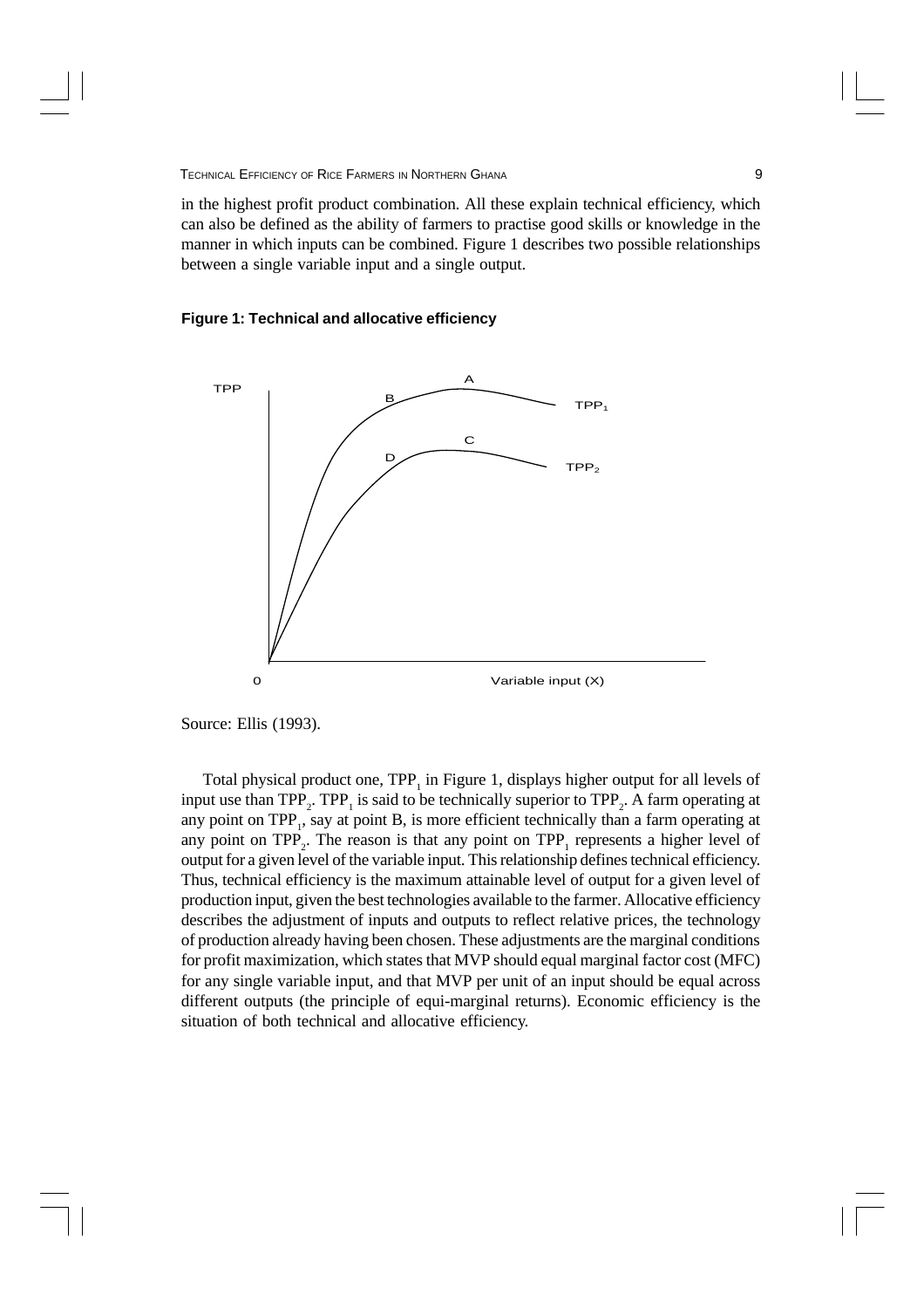in the highest profit product combination. All these explain technical efficiency, which can also be defined as the ability of farmers to practise good skills or knowledge in the manner in which inputs can be combined. Figure 1 describes two possible relationships between a single variable input and a single output.

**Figure 1: Technical and allocative efficiency**

Source: Ellis (1993).

Total physical product one, $TPP_1$ in Figure 1, displays higher output for all levels of input use than $TPP_2$. $TPP_1$ is said to be technically superior to $TPP_2$. A farm operating at any point on $TPP_1$, say at point B, is more efficient technically than a farm operating at any point on $TPP_2$. The reason is that any point on $TPP_1$ represents a higher level of output for a given level of the variable input. This relationship defines technical efficiency. Thus, technical efficiency is the maximum attainable level of output for a given level of production input, given the best technologies available to the farmer. Allocative efficiency describes the adjustment of inputs and outputs to reflect relative prices, the technology of production already having been chosen. These adjustments are the marginal conditions for profit maximization, which states that MVP should equal marginal factor cost (MFC) for any single variable input, and that MVP per unit of an input should be equal across different outputs (the principle of equi-marginal returns). Economic efficiency is the situation of both technical and allocative efficiency.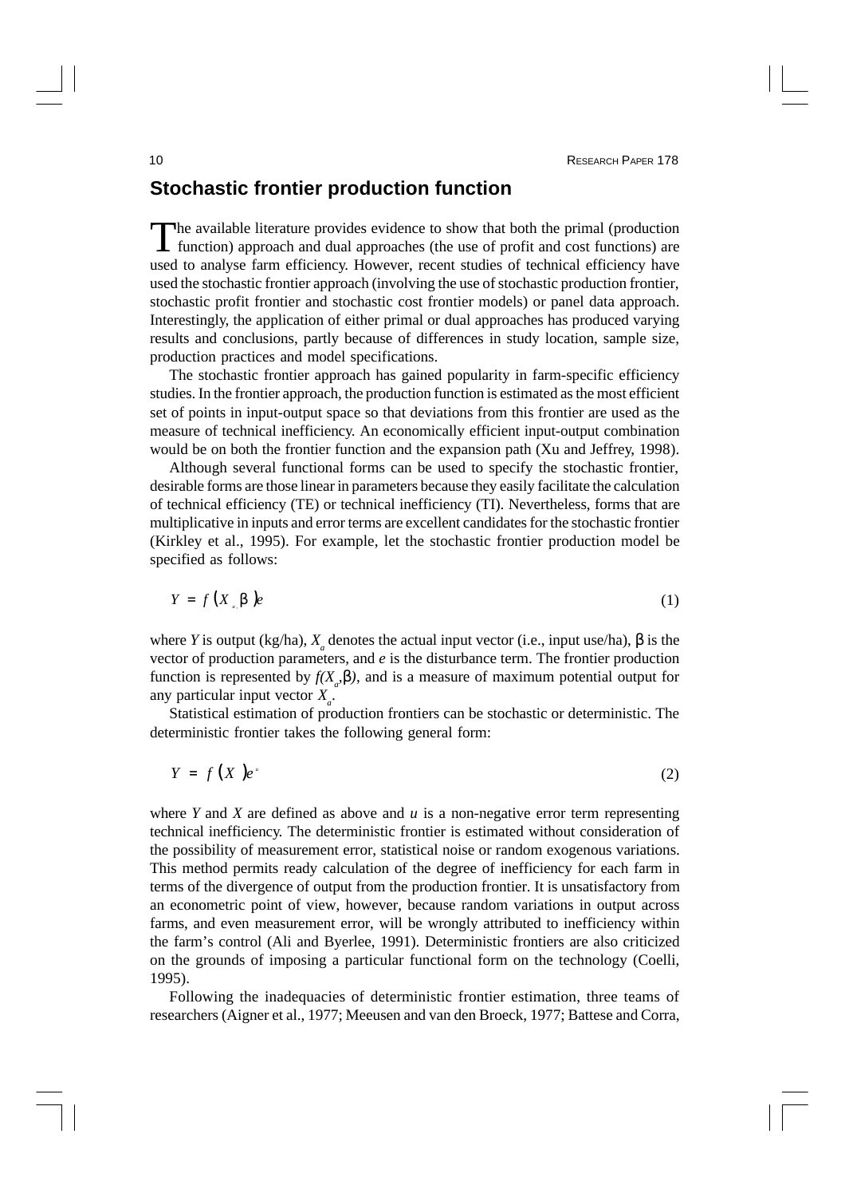## Stochastic frontier production function

The available literature provides evidence to show that both the primal (production function) approach and dual approaches (the use of profit and cost functions) are used to analyse farm efficiency. However, recent studies of technical efficiency have used the stochastic frontier approach (involving the use of stochastic production frontier, stochastic profit frontier and stochastic cost frontier models) or panel data approach. Interestingly, the application of either primal or dual approaches has produced varying results and conclusions, partly because of differences in study location, sample size, production practices and model specifications.

The stochastic frontier approach has gained popularity in farm-specific efficiency studies. In the frontier approach, the production function is estimated as the most efficient set of points in input-output space so that deviations from this frontier are used as the measure of technical inefficiency. An economically efficient input-output combination would be on both the frontier function and the expansion path (Xu and Jeffrey, 1998).

Although several functional forms can be used to specify the stochastic frontier, desirable forms are those linear in parameters because they easily facilitate the calculation of technical efficiency (TE) or technical inefficiency (TI). Nevertheless, forms that are multiplicative in inputs and error terms are excellent candidates for the stochastic frontier (Kirkley et al., 1995). For example, let the stochastic frontier production model be specified as follows:

$$Y = f(X_a, \beta)e \tag{1}$$

where $Y$ is output (kg/ha), $X_a$ denotes the actual input vector (i.e., input use/ha), $\beta$ is the vector of production parameters, and $e$ is the disturbance term. The frontier production function is represented by $f(X_a,\beta)$, and is a measure of maximum potential output for any particular input vector $X_a$.

Statistical estimation of production frontiers can be stochastic or deterministic. The deterministic frontier takes the following general form:

$$Y = f(X)e^u \tag{2}$$

where $Y$ and $X$ are defined as above and $u$ is a non-negative error term representing technical inefficiency. The deterministic frontier is estimated without consideration of the possibility of measurement error, statistical noise or random exogenous variations. This method permits ready calculation of the degree of inefficiency for each farm in terms of the divergence of output from the production frontier. It is unsatisfactory from an econometric point of view, however, because random variations in output across farms, and even measurement error, will be wrongly attributed to inefficiency within the farm's control (Ali and Byerlee, 1991). Deterministic frontiers are also criticized on the grounds of imposing a particular functional form on the technology (Coelli, 1995).

Following the inadequacies of deterministic frontier estimation, three teams of researchers (Aigner et al., 1977; Meeusen and van den Broeck, 1977; Battese and Corra,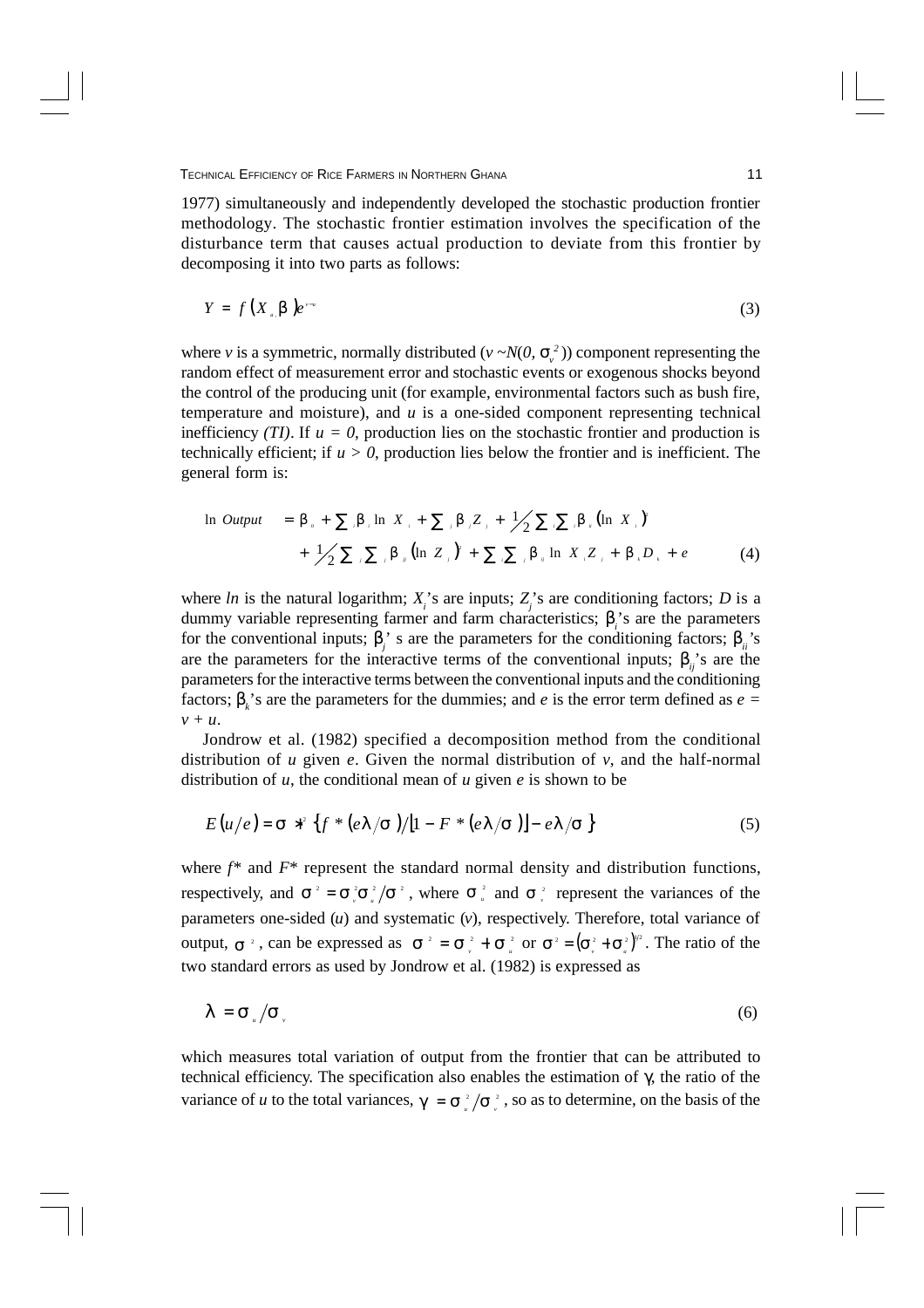1977) simultaneously and independently developed the stochastic production frontier methodology. The stochastic frontier estimation involves the specification of the disturbance term that causes actual production to deviate from this frontier by decomposing it into two parts as follows:

$$Y = f(X_a, \beta)e^{v-u} \tag{3}$$

where $v$ is a symmetric, normally distributed ($v \sim N(0, \sigma_v^2)$) component representing the random effect of measurement error and stochastic events or exogenous shocks beyond the control of the producing unit (for example, environmental factors such as bush fire, temperature and moisture), and $u$ is a one-sided component representing technical inefficiency *(TI)*. If $u = 0$, production lies on the stochastic frontier and production is technically efficient; if $u > 0$, production lies below the frontier and is inefficient. The general form is:

$$\begin{aligned} \ln Output &= \beta_0 + \sum_i \beta_i \ln X_i + \sum_j \beta_j Z_j + \tfrac{1}{2}\sum_i \sum_j \beta_{ii} (\ln X_i)^2 \\ &+ \tfrac{1}{2}\sum_i \sum_j \beta_{jj} (\ln Z_j)^2 + \sum \sum_j \beta_{ij} \ln X_i Z_j + \beta_k D_k + e \end{aligned} \tag{4}$$

where $ln$ is the natural logarithm; $X_i$'s are inputs; $Z_j$'s are conditioning factors; $D$ is a dummy variable representing farmer and farm characteristics; $\beta_i$'s are the parameters for the conventional inputs; $\beta_j$' s are the parameters for the conditioning factors; $\beta_{ii}$'s are the parameters for the interactive terms of the conventional inputs; $\beta_{ij}$'s are the parameters for the interactive terms between the conventional inputs and the conditioning factors; $\beta_k$'s are the parameters for the dummies; and $e$ is the error term defined as $e = v + u$.

Jondrow et al. (1982) specified a decomposition method from the conditional distribution of $u$ given $e$. Given the normal distribution of $v$, and the half-normal distribution of $u$, the conditional mean of $u$ given $e$ is shown to be

$$E(u/e) = \sigma *^2 \{f*(e\lambda/\sigma)/[1 - F*(e\lambda/\sigma)] - e\lambda/\sigma\} \tag{5}$$

where $f$* and $F$* represent the standard normal density and distribution functions, respectively, and $\sigma^2 = \sigma_v^2 \sigma_u^2 / \sigma^2$, where $\sigma_u^2$ and $\sigma_v^2$ represent the variances of the parameters one-sided ($u$) and systematic ($v$), respectively. Therefore, total variance of output, $\sigma^2$, can be expressed as $\sigma^2 = \sigma_v^2 + \sigma_u^2$ or $\sigma^2 = (\sigma_v^2 + \sigma_u^2)^{1/2}$. The ratio of the two standard errors as used by Jondrow et al. (1982) is expressed as

$$\lambda = \sigma_u / \sigma_v \tag{6}$$

which measures total variation of output from the frontier that can be attributed to technical efficiency. The specification also enables the estimation of $\gamma$, the ratio of the variance of $u$ to the total variances, $\gamma = \sigma_u^2 / \sigma_v^2$, so as to determine, on the basis of the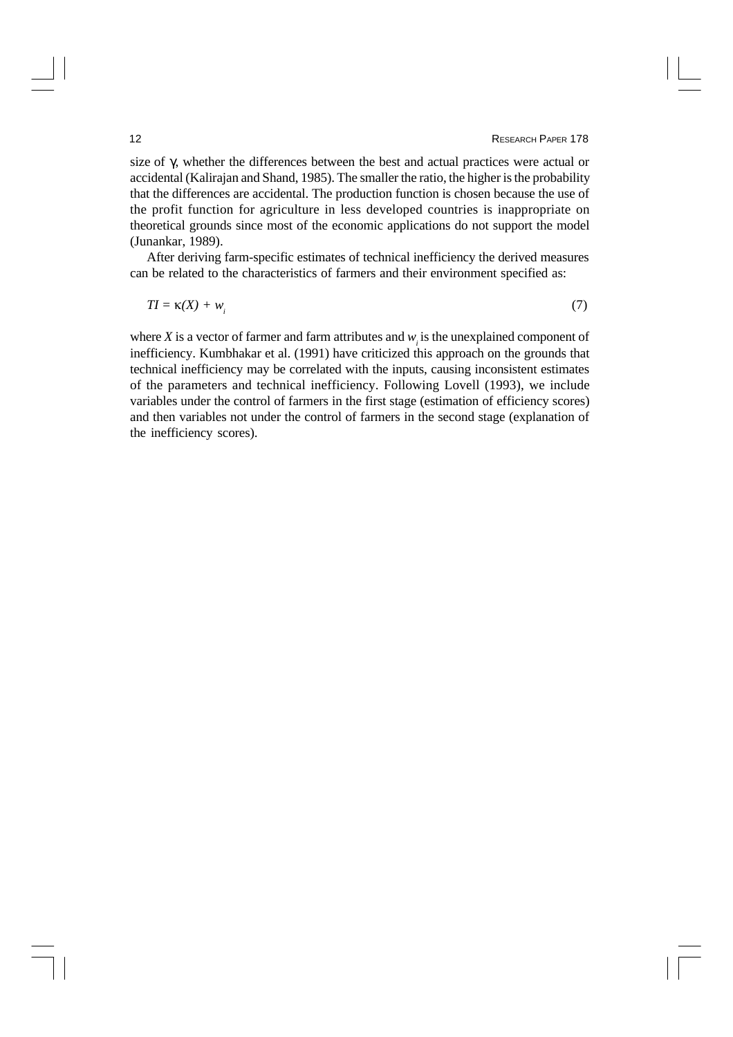size of $\gamma$, whether the differences between the best and actual practices were actual or accidental (Kalirajan and Shand, 1985). The smaller the ratio, the higher is the probability that the differences are accidental. The production function is chosen because the use of the profit function for agriculture in less developed countries is inappropriate on theoretical grounds since most of the economic applications do not support the model (Junankar, 1989).

After deriving farm-specific estimates of technical inefficiency the derived measures can be related to the characteristics of farmers and their environment specified as:

$$TI = \kappa(X) + w_i \tag{7}$$

where $X$ is a vector of farmer and farm attributes and $w_i$ is the unexplained component of inefficiency. Kumbhakar et al. (1991) have criticized this approach on the grounds that technical inefficiency may be correlated with the inputs, causing inconsistent estimates of the parameters and technical inefficiency. Following Lovell (1993), we include variables under the control of farmers in the first stage (estimation of efficiency scores) and then variables not under the control of farmers in the second stage (explanation of the inefficiency scores).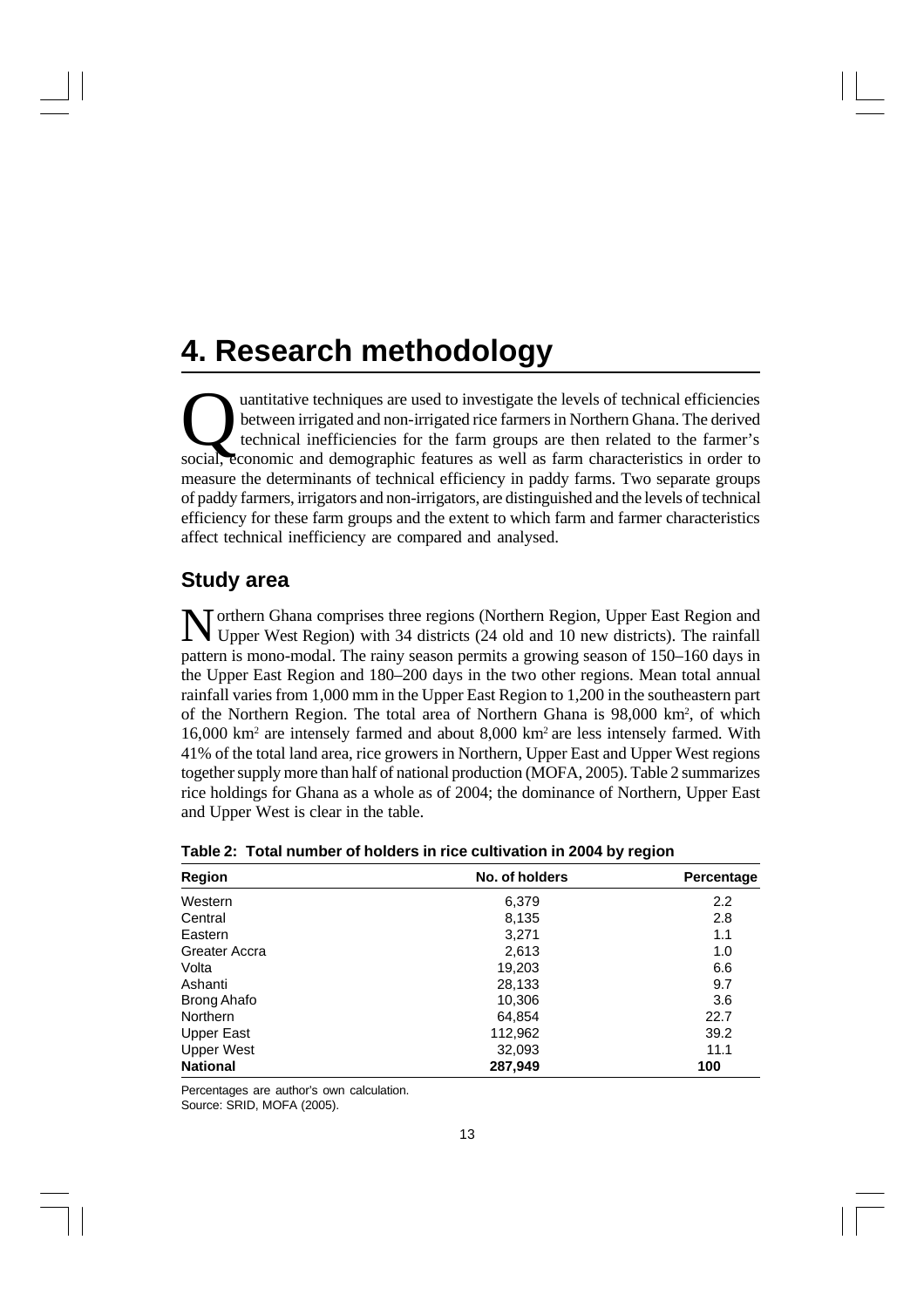# 4. Research methodology

Quantitative techniques are used to investigate the levels of technical efficiencies between irrigated and non-irrigated rice farmers in Northern Ghana. The derived technical inefficiencies for the farm groups are then related to the farmer's social, economic and demographic features as well as farm characteristics in order to measure the determinants of technical efficiency in paddy farms. Two separate groups of paddy farmers, irrigators and non-irrigators, are distinguished and the levels of technical efficiency for these farm groups and the extent to which farm and farmer characteristics affect technical inefficiency are compared and analysed.

## Study area

Northern Ghana comprises three regions (Northern Region, Upper East Region and Upper West Region) with 34 districts (24 old and 10 new districts). The rainfall pattern is mono-modal. The rainy season permits a growing season of 150–160 days in the Upper East Region and 180–200 days in the two other regions. Mean total annual rainfall varies from 1,000 mm in the Upper East Region to 1,200 in the southeastern part of the Northern Region. The total area of Northern Ghana is 98,000 km$^2$, of which 16,000 km$^2$ are intensely farmed and about 8,000 km$^2$ are less intensely farmed. With 41% of the total land area, rice growers in Northern, Upper East and Upper West regions together supply more than half of national production (MOFA, 2005). Table 2 summarizes rice holdings for Ghana as a whole as of 2004; the dominance of Northern, Upper East and Upper West is clear in the table.

**Table 2: Total number of holders in rice cultivation in 2004 by region**

| Region | No. of holders | Percentage |
|---|---|---|
| Western | 6,379 | 2.2 |
| Central | 8,135 | 2.8 |
| Eastern | 3,271 | 1.1 |
| Greater Accra | 2,613 | 1.0 |
| Volta | 19,203 | 6.6 |
| Ashanti | 28,133 | 9.7 |
| Brong Ahafo | 10,306 | 3.6 |
| Northern | 64,854 | 22.7 |
| Upper East | 112,962 | 39.2 |
| Upper West | 32,093 | 11.1 |
| **National** | **287,949** | **100** |

Percentages are author's own calculation.
Source: SRID, MOFA (2005).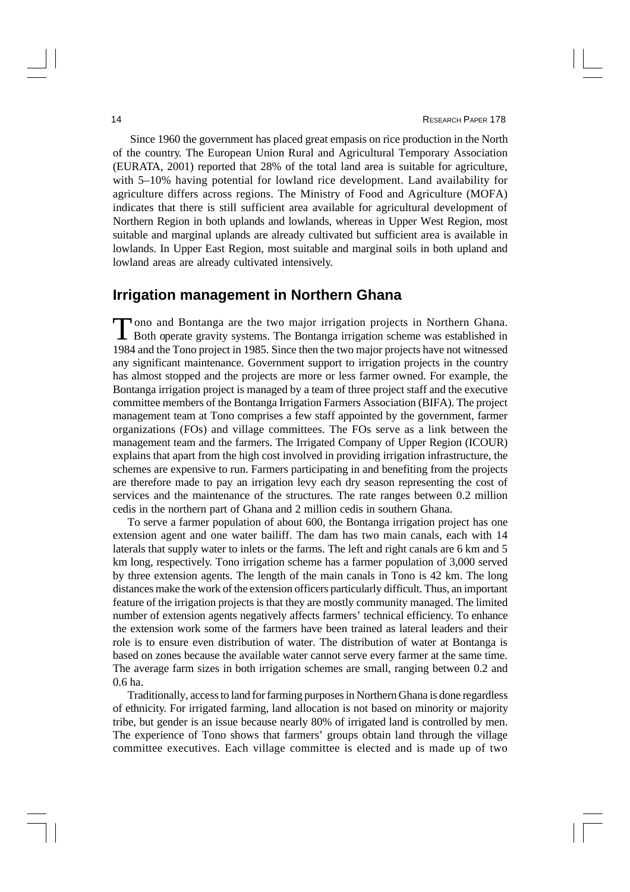Since 1960 the government has placed great empasis on rice production in the North of the country. The European Union Rural and Agricultural Temporary Association (EURATA, 2001) reported that 28% of the total land area is suitable for agriculture, with 5–10% having potential for lowland rice development. Land availability for agriculture differs across regions. The Ministry of Food and Agriculture (MOFA) indicates that there is still sufficient area available for agricultural development of Northern Region in both uplands and lowlands, whereas in Upper West Region, most suitable and marginal uplands are already cultivated but sufficient area is available in lowlands. In Upper East Region, most suitable and marginal soils in both upland and lowland areas are already cultivated intensively.

## Irrigation management in Northern Ghana

Tono and Bontanga are the two major irrigation projects in Northern Ghana. Both operate gravity systems. The Bontanga irrigation scheme was established in 1984 and the Tono project in 1985. Since then the two major projects have not witnessed any significant maintenance. Government support to irrigation projects in the country has almost stopped and the projects are more or less farmer owned. For example, the Bontanga irrigation project is managed by a team of three project staff and the executive committee members of the Bontanga Irrigation Farmers Association (BIFA). The project management team at Tono comprises a few staff appointed by the government, farmer organizations (FOs) and village committees. The FOs serve as a link between the management team and the farmers. The Irrigated Company of Upper Region (ICOUR) explains that apart from the high cost involved in providing irrigation infrastructure, the schemes are expensive to run. Farmers participating in and benefiting from the projects are therefore made to pay an irrigation levy each dry season representing the cost of services and the maintenance of the structures. The rate ranges between 0.2 million cedis in the northern part of Ghana and 2 million cedis in southern Ghana.

To serve a farmer population of about 600, the Bontanga irrigation project has one extension agent and one water bailiff. The dam has two main canals, each with 14 laterals that supply water to inlets or the farms. The left and right canals are 6 km and 5 km long, respectively. Tono irrigation scheme has a farmer population of 3,000 served by three extension agents. The length of the main canals in Tono is 42 km. The long distances make the work of the extension officers particularly difficult. Thus, an important feature of the irrigation projects is that they are mostly community managed. The limited number of extension agents negatively affects farmers' technical efficiency. To enhance the extension work some of the farmers have been trained as lateral leaders and their role is to ensure even distribution of water. The distribution of water at Bontanga is based on zones because the available water cannot serve every farmer at the same time. The average farm sizes in both irrigation schemes are small, ranging between 0.2 and 0.6 ha.

Traditionally, access to land for farming purposes in Northern Ghana is done regardless of ethnicity. For irrigated farming, land allocation is not based on minority or majority tribe, but gender is an issue because nearly 80% of irrigated land is controlled by men. The experience of Tono shows that farmers' groups obtain land through the village committee executives. Each village committee is elected and is made up of two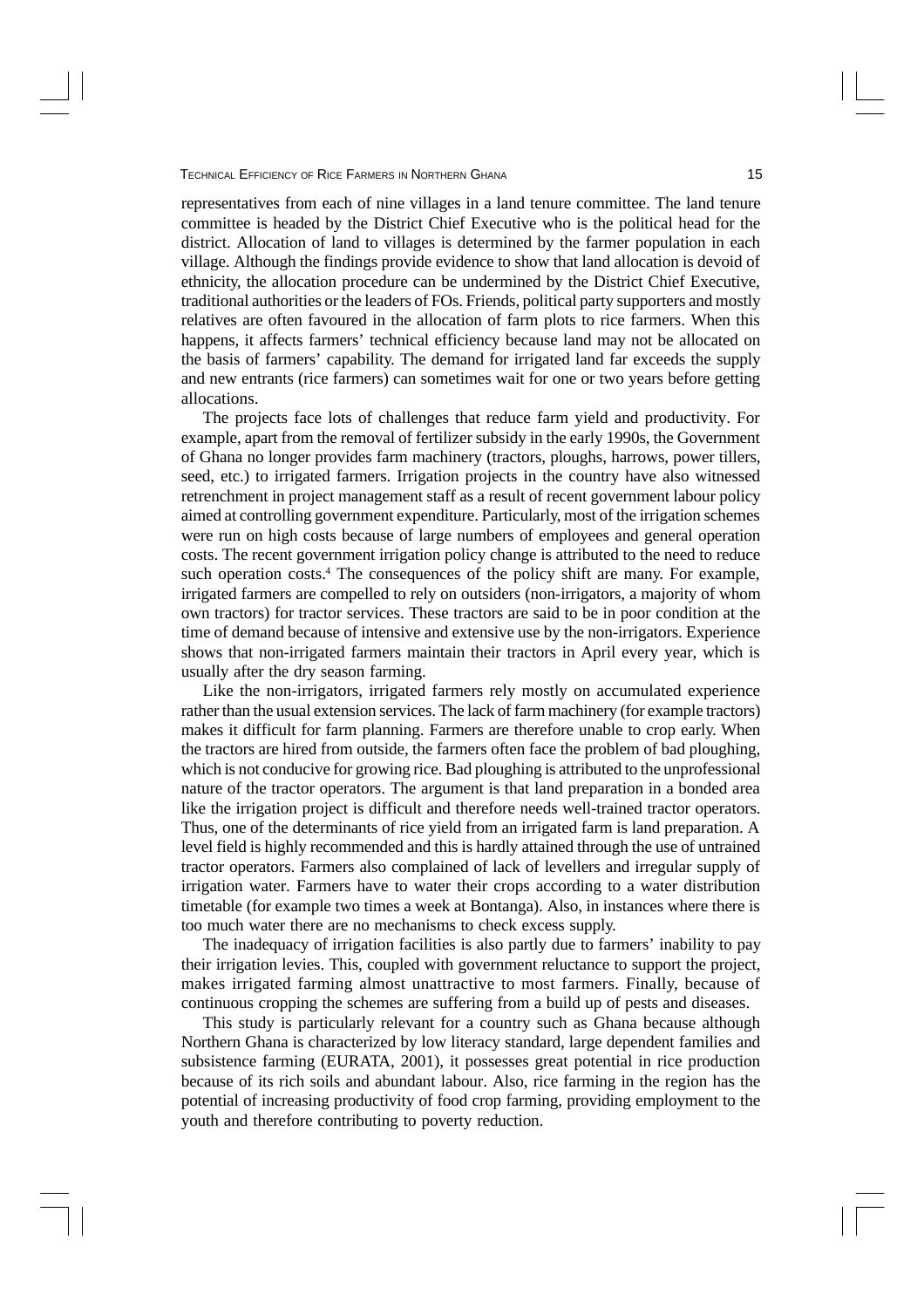representatives from each of nine villages in a land tenure committee. The land tenure committee is headed by the District Chief Executive who is the political head for the district. Allocation of land to villages is determined by the farmer population in each village. Although the findings provide evidence to show that land allocation is devoid of ethnicity, the allocation procedure can be undermined by the District Chief Executive, traditional authorities or the leaders of FOs. Friends, political party supporters and mostly relatives are often favoured in the allocation of farm plots to rice farmers. When this happens, it affects farmers' technical efficiency because land may not be allocated on the basis of farmers' capability. The demand for irrigated land far exceeds the supply and new entrants (rice farmers) can sometimes wait for one or two years before getting allocations.

The projects face lots of challenges that reduce farm yield and productivity. For example, apart from the removal of fertilizer subsidy in the early 1990s, the Government of Ghana no longer provides farm machinery (tractors, ploughs, harrows, power tillers, seed, etc.) to irrigated farmers. Irrigation projects in the country have also witnessed retrenchment in project management staff as a result of recent government labour policy aimed at controlling government expenditure. Particularly, most of the irrigation schemes were run on high costs because of large numbers of employees and general operation costs. The recent government irrigation policy change is attributed to the need to reduce such operation costs.[4] The consequences of the policy shift are many. For example, irrigated farmers are compelled to rely on outsiders (non-irrigators, a majority of whom own tractors) for tractor services. These tractors are said to be in poor condition at the time of demand because of intensive and extensive use by the non-irrigators. Experience shows that non-irrigated farmers maintain their tractors in April every year, which is usually after the dry season farming.

Like the non-irrigators, irrigated farmers rely mostly on accumulated experience rather than the usual extension services. The lack of farm machinery (for example tractors) makes it difficult for farm planning. Farmers are therefore unable to crop early. When the tractors are hired from outside, the farmers often face the problem of bad ploughing, which is not conducive for growing rice. Bad ploughing is attributed to the unprofessional nature of the tractor operators. The argument is that land preparation in a bonded area like the irrigation project is difficult and therefore needs well-trained tractor operators. Thus, one of the determinants of rice yield from an irrigated farm is land preparation. A level field is highly recommended and this is hardly attained through the use of untrained tractor operators. Farmers also complained of lack of levellers and irregular supply of irrigation water. Farmers have to water their crops according to a water distribution timetable (for example two times a week at Bontanga). Also, in instances where there is too much water there are no mechanisms to check excess supply.

The inadequacy of irrigation facilities is also partly due to farmers' inability to pay their irrigation levies. This, coupled with government reluctance to support the project, makes irrigated farming almost unattractive to most farmers. Finally, because of continuous cropping the schemes are suffering from a build up of pests and diseases.

This study is particularly relevant for a country such as Ghana because although Northern Ghana is characterized by low literacy standard, large dependent families and subsistence farming (EURATA, 2001), it possesses great potential in rice production because of its rich soils and abundant labour. Also, rice farming in the region has the potential of increasing productivity of food crop farming, providing employment to the youth and therefore contributing to poverty reduction.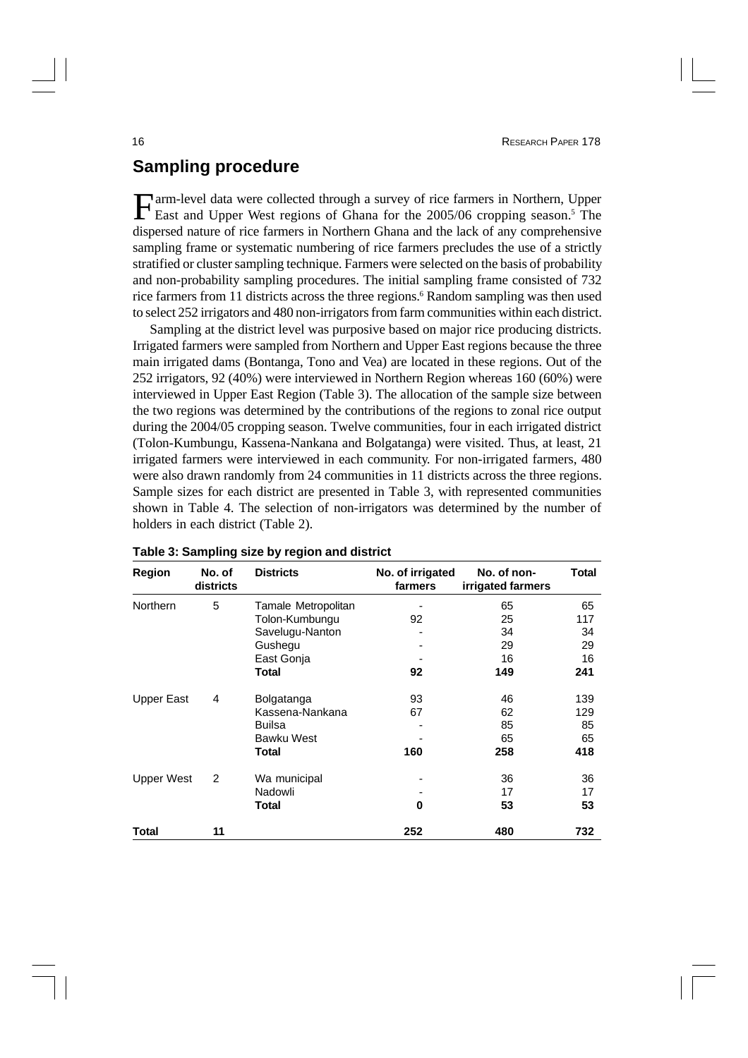## Sampling procedure

Farm-level data were collected through a survey of rice farmers in Northern, Upper East and Upper West regions of Ghana for the 2005/06 cropping season.[5] The dispersed nature of rice farmers in Northern Ghana and the lack of any comprehensive sampling frame or systematic numbering of rice farmers precludes the use of a strictly stratified or cluster sampling technique. Farmers were selected on the basis of probability and non-probability sampling procedures. The initial sampling frame consisted of 732 rice farmers from 11 districts across the three regions.[6] Random sampling was then used to select 252 irrigators and 480 non-irrigators from farm communities within each district.

Sampling at the district level was purposive based on major rice producing districts. Irrigated farmers were sampled from Northern and Upper East regions because the three main irrigated dams (Bontanga, Tono and Vea) are located in these regions. Out of the 252 irrigators, 92 (40%) were interviewed in Northern Region whereas 160 (60%) were interviewed in Upper East Region (Table 3). The allocation of the sample size between the two regions was determined by the contributions of the regions to zonal rice output during the 2004/05 cropping season. Twelve communities, four in each irrigated district (Tolon-Kumbungu, Kassena-Nankana and Bolgatanga) were visited. Thus, at least, 21 irrigated farmers were interviewed in each community. For non-irrigated farmers, 480 were also drawn randomly from 24 communities in 11 districts across the three regions. Sample sizes for each district are presented in Table 3, with represented communities shown in Table 4. The selection of non-irrigators was determined by the number of holders in each district (Table 2).

**Table 3: Sampling size by region and district**

| Region | No. of districts | Districts | No. of irrigated farmers | No. of non-irrigated farmers | Total |
|---|---|---|---|---|---|
| Northern | 5 | Tamale Metropolitan | - | 65 | 65 |
| | | Tolon-Kumbungu | 92 | 25 | 117 |
| | | Savelugu-Nanton | - | 34 | 34 |
| | | Gushegu | - | 29 | 29 |
| | | East Gonja | - | 16 | 16 |
| | | **Total** | **92** | **149** | **241** |
| Upper East | 4 | Bolgatanga | 93 | 46 | 139 |
| | | Kassena-Nankana | 67 | 62 | 129 |
| | | Builsa | - | 85 | 85 |
| | | Bawku West | - | 65 | 65 |
| | | **Total** | **160** | **258** | **418** |
| Upper West | 2 | Wa municipal | - | 36 | 36 |
| | | Nadowli | - | 17 | 17 |
| | | **Total** | **0** | **53** | **53** |
| **Total** | **11** | | **252** | **480** | **732** |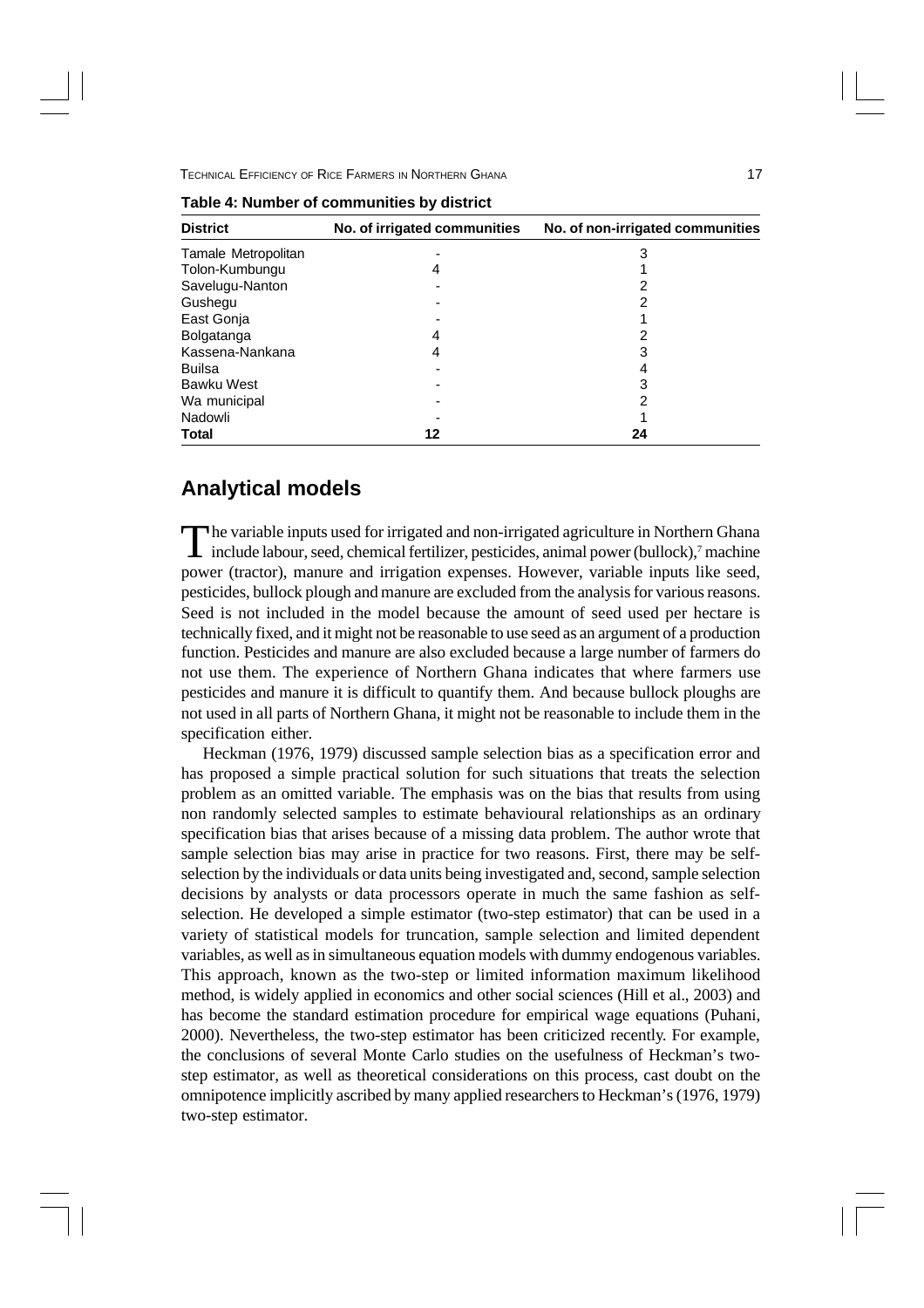**Table 4: Number of communities by district**

| District | No. of irrigated communities | No. of non-irrigated communities |
|---|---|---|
| Tamale Metropolitan | - | 3 |
| Tolon-Kumbungu | 4 | 1 |
| Savelugu-Nanton | - | 2 |
| Gushegu | - | 2 |
| East Gonja | - | 1 |
| Bolgatanga | 4 | 2 |
| Kassena-Nankana | 4 | 3 |
| Builsa | - | 4 |
| Bawku West | - | 3 |
| Wa municipal | - | 2 |
| Nadowli | - | 1 |
| **Total** | **12** | **24** |

## Analytical models

The variable inputs used for irrigated and non-irrigated agriculture in Northern Ghana include labour, seed, chemical fertilizer, pesticides, animal power (bullock),[7] machine power (tractor), manure and irrigation expenses. However, variable inputs like seed, pesticides, bullock plough and manure are excluded from the analysis for various reasons. Seed is not included in the model because the amount of seed used per hectare is technically fixed, and it might not be reasonable to use seed as an argument of a production function. Pesticides and manure are also excluded because a large number of farmers do not use them. The experience of Northern Ghana indicates that where farmers use pesticides and manure it is difficult to quantify them. And because bullock ploughs are not used in all parts of Northern Ghana, it might not be reasonable to include them in the specification either.

Heckman (1976, 1979) discussed sample selection bias as a specification error and has proposed a simple practical solution for such situations that treats the selection problem as an omitted variable. The emphasis was on the bias that results from using non randomly selected samples to estimate behavioural relationships as an ordinary specification bias that arises because of a missing data problem. The author wrote that sample selection bias may arise in practice for two reasons. First, there may be self-selection by the individuals or data units being investigated and, second, sample selection decisions by analysts or data processors operate in much the same fashion as self-selection. He developed a simple estimator (two-step estimator) that can be used in a variety of statistical models for truncation, sample selection and limited dependent variables, as well as in simultaneous equation models with dummy endogenous variables. This approach, known as the two-step or limited information maximum likelihood method, is widely applied in economics and other social sciences (Hill et al., 2003) and has become the standard estimation procedure for empirical wage equations (Puhani, 2000). Nevertheless, the two-step estimator has been criticized recently. For example, the conclusions of several Monte Carlo studies on the usefulness of Heckman's two-step estimator, as well as theoretical considerations on this process, cast doubt on the omnipotence implicitly ascribed by many applied researchers to Heckman's (1976, 1979) two-step estimator.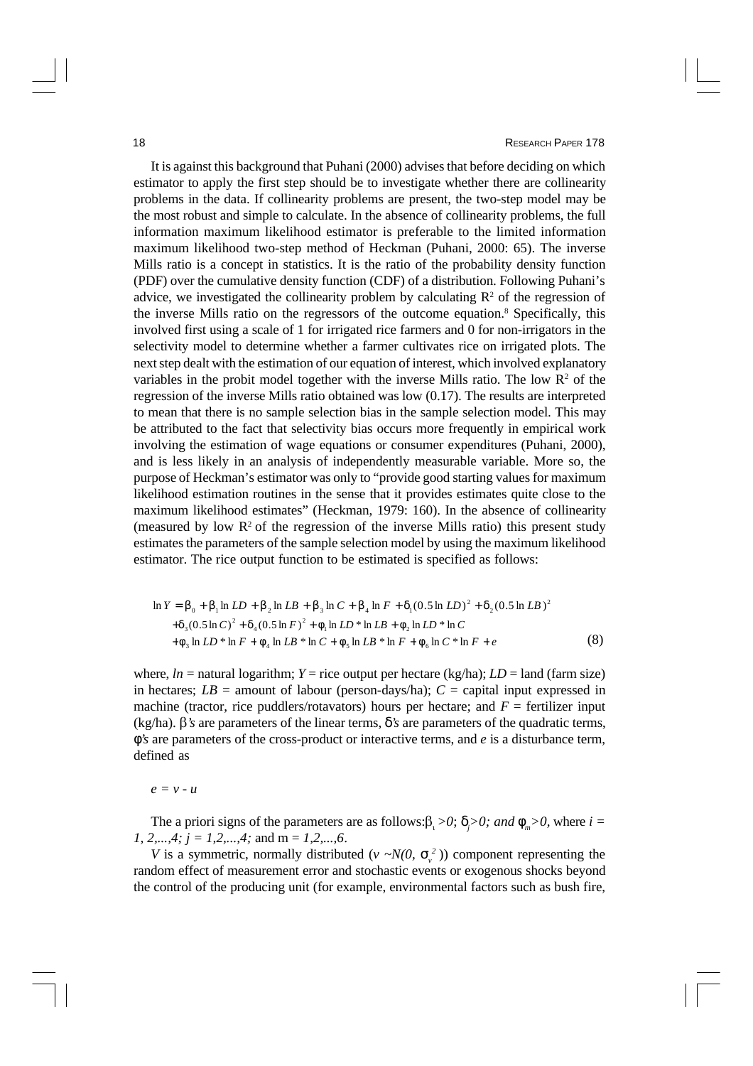It is against this background that Puhani (2000) advises that before deciding on which estimator to apply the first step should be to investigate whether there are collinearity problems in the data. If collinearity problems are present, the two-step model may be the most robust and simple to calculate. In the absence of collinearity problems, the full information maximum likelihood estimator is preferable to the limited information maximum likelihood two-step method of Heckman (Puhani, 2000: 65). The inverse Mills ratio is a concept in statistics. It is the ratio of the probability density function (PDF) over the cumulative density function (CDF) of a distribution. Following Puhani's advice, we investigated the collinearity problem by calculating $R^2$ of the regression of the inverse Mills ratio on the regressors of the outcome equation.[8] Specifically, this involved first using a scale of 1 for irrigated rice farmers and 0 for non-irrigators in the selectivity model to determine whether a farmer cultivates rice on irrigated plots. The next step dealt with the estimation of our equation of interest, which involved explanatory variables in the probit model together with the inverse Mills ratio. The low $R^2$ of the regression of the inverse Mills ratio obtained was low (0.17). The results are interpreted to mean that there is no sample selection bias in the sample selection model. This may be attributed to the fact that selectivity bias occurs more frequently in empirical work involving the estimation of wage equations or consumer expenditures (Puhani, 2000), and is less likely in an analysis of independently measurable variable. More so, the purpose of Heckman's estimator was only to "provide good starting values for maximum likelihood estimation routines in the sense that it provides estimates quite close to the maximum likelihood estimates" (Heckman, 1979: 160). In the absence of collinearity (measured by low $R^2$ of the regression of the inverse Mills ratio) this present study estimates the parameters of the sample selection model by using the maximum likelihood estimator. The rice output function to be estimated is specified as follows:

$$
\begin{aligned}
\ln Y = {} & \beta_0 + \beta_1 \ln LD + \beta_2 \ln LB + \beta_3 \ln C + \beta_4 \ln F + \delta_1 (0.5 \ln LD)^2 + \delta_2 (0.5 \ln LB)^2 \\
& + \delta_3 (0.5 \ln C)^2 + \delta_4 (0.5 \ln F)^2 + \phi_1 \ln LD * \ln LB + \phi_2 \ln LD * \ln C \\
& + \phi_3 \ln LD * \ln F + \phi_4 \ln LB * \ln C + \phi_5 \ln LB * \ln F + \phi_6 \ln C * \ln F + e
\end{aligned} \qquad (8)
$$

where, *ln* = natural logarithm; $Y$ = rice output per hectare (kg/ha); $LD$ = land (farm size) in hectares; $LB$ = amount of labour (person-days/ha); $C$ = capital input expressed in machine (tractor, rice puddlers/rotavators) hours per hectare; and $F$ = fertilizer input (kg/ha). $\beta$'s are parameters of the linear terms, $\delta$'s are parameters of the quadratic terms, $\phi$'s are parameters of the cross-product or interactive terms, and $e$ is a disturbance term, defined as

$e = v - u$

The a priori signs of the parameters are as follows: $\beta_i > 0$; $\delta_j > 0$; and $\phi_m > 0$, where $i = 1, 2, ..., 4$; $j = 1, 2, ..., 4$; and $m = 1, 2, ..., 6$.

$V$ is a symmetric, normally distributed ($v \sim N(0, \sigma_v^2)$) component representing the random effect of measurement error and stochastic events or exogenous shocks beyond the control of the producing unit (for example, environmental factors such as bush fire,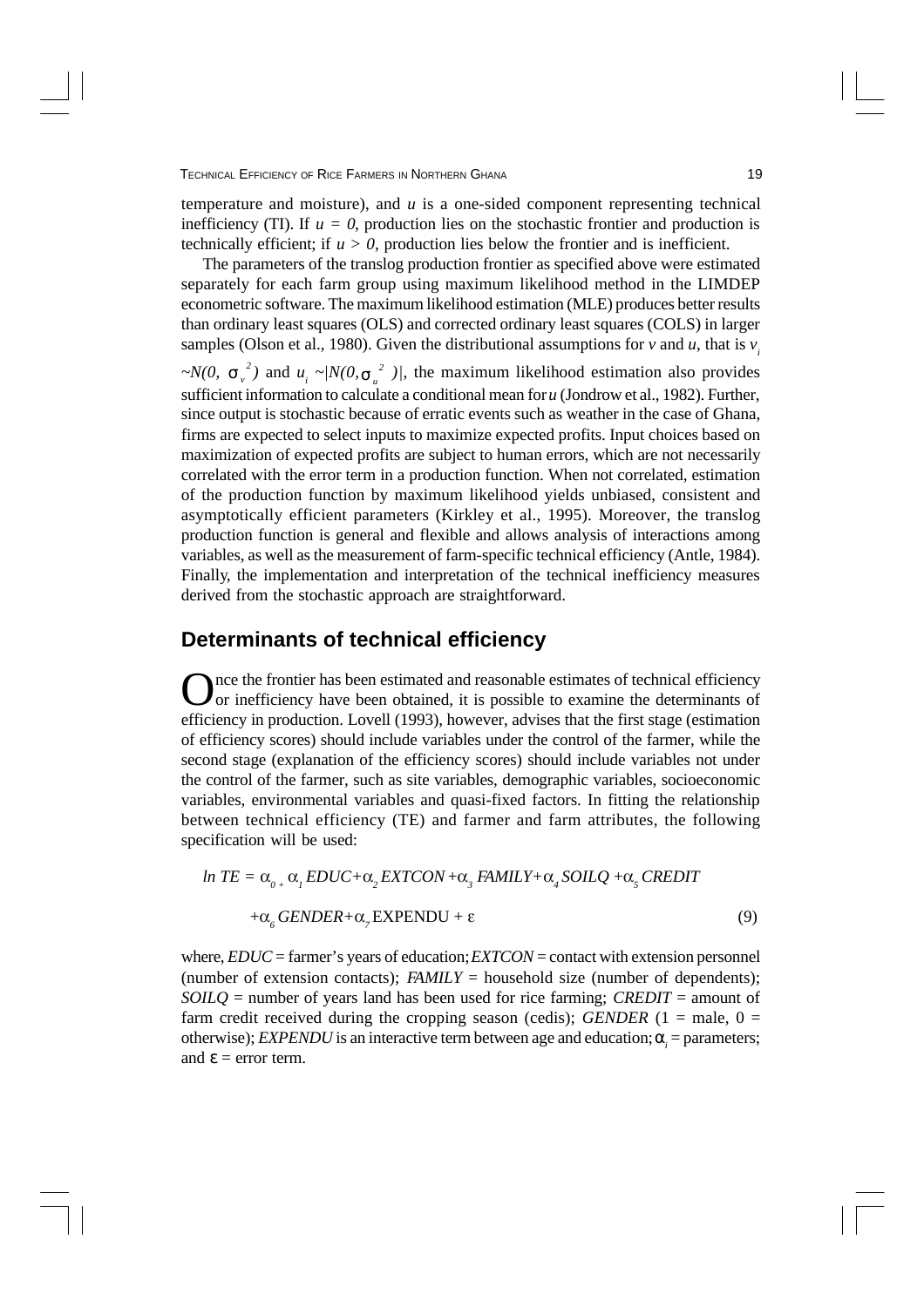temperature and moisture), and $u$ is a one-sided component representing technical inefficiency (TI). If $u = 0$, production lies on the stochastic frontier and production is technically efficient; if $u > 0$, production lies below the frontier and is inefficient.

The parameters of the translog production frontier as specified above were estimated separately for each farm group using maximum likelihood method in the LIMDEP econometric software. The maximum likelihood estimation (MLE) produces better results than ordinary least squares (OLS) and corrected ordinary least squares (COLS) in larger samples (Olson et al., 1980). Given the distributional assumptions for $v$ and $u$, that is $v_i \sim N(0, \sigma_v^2)$ and $u_i \sim |N(0, \sigma_u^2)|$, the maximum likelihood estimation also provides sufficient information to calculate a conditional mean for $u$ (Jondrow et al., 1982). Further, since output is stochastic because of erratic events such as weather in the case of Ghana, firms are expected to select inputs to maximize expected profits. Input choices based on maximization of expected profits are subject to human errors, which are not necessarily correlated with the error term in a production function. When not correlated, estimation of the production function by maximum likelihood yields unbiased, consistent and asymptotically efficient parameters (Kirkley et al., 1995). Moreover, the translog production function is general and flexible and allows analysis of interactions among variables, as well as the measurement of farm-specific technical efficiency (Antle, 1984). Finally, the implementation and interpretation of the technical inefficiency measures derived from the stochastic approach are straightforward.

## Determinants of technical efficiency

Once the frontier has been estimated and reasonable estimates of technical efficiency or inefficiency have been obtained, it is possible to examine the determinants of efficiency in production. Lovell (1993), however, advises that the first stage (estimation of efficiency scores) should include variables under the control of the farmer, while the second stage (explanation of the efficiency scores) should include variables not under the control of the farmer, such as site variables, demographic variables, socioeconomic variables, environmental variables and quasi-fixed factors. In fitting the relationship between technical efficiency (TE) and farmer and farm attributes, the following specification will be used:

$$ln\ TE = \alpha_0 + \alpha_1 EDUC + \alpha_2 EXTCON + \alpha_3 FAMILY + \alpha_4 SOILQ + \alpha_5 CREDIT$$
$$+ \alpha_6 GENDER + \alpha_7 \mathrm{EXPENDU} + \varepsilon \qquad (9)$$

where, $EDUC$ = farmer's years of education; $EXTCON$ = contact with extension personnel (number of extension contacts); $FAMILY$ = household size (number of dependents); $SOILQ$ = number of years land has been used for rice farming; $CREDIT$ = amount of farm credit received during the cropping season (cedis); $GENDER$ (1 = male, 0 = otherwise); $EXPENDU$ is an interactive term between age and education; $\alpha_i$ = parameters; and $\varepsilon$ = error term.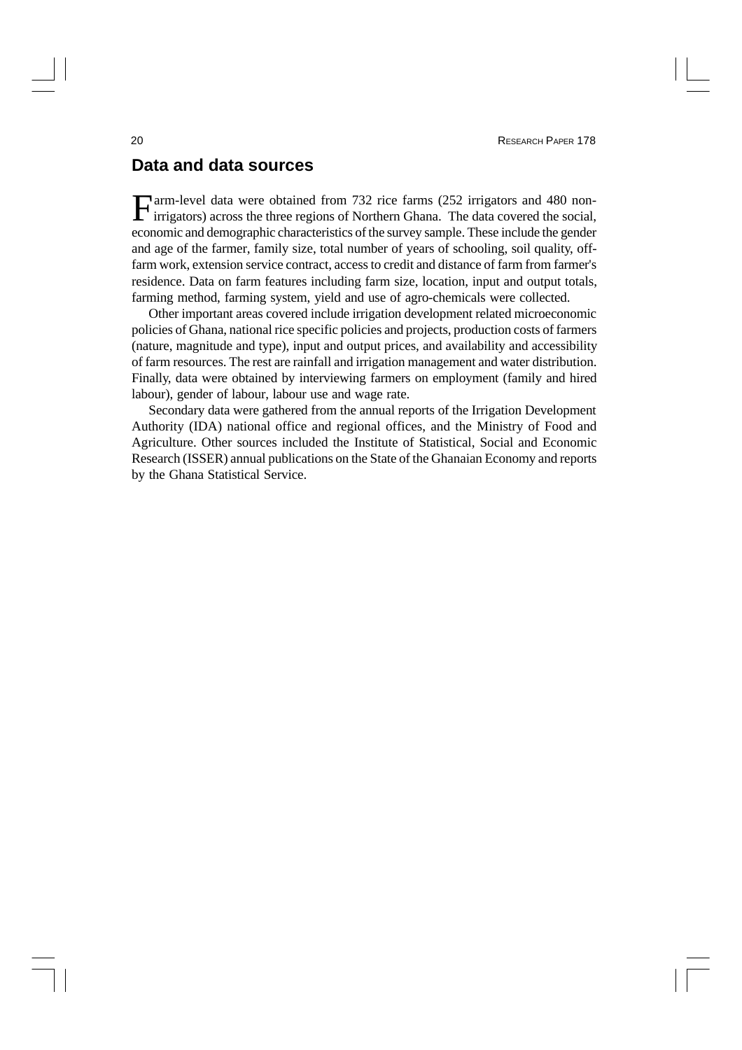## Data and data sources

Farm-level data were obtained from 732 rice farms (252 irrigators and 480 non-irrigators) across the three regions of Northern Ghana. The data covered the social, economic and demographic characteristics of the survey sample. These include the gender and age of the farmer, family size, total number of years of schooling, soil quality, off-farm work, extension service contract, access to credit and distance of farm from farmer's residence. Data on farm features including farm size, location, input and output totals, farming method, farming system, yield and use of agro-chemicals were collected.

Other important areas covered include irrigation development related microeconomic policies of Ghana, national rice specific policies and projects, production costs of farmers (nature, magnitude and type), input and output prices, and availability and accessibility of farm resources. The rest are rainfall and irrigation management and water distribution. Finally, data were obtained by interviewing farmers on employment (family and hired labour), gender of labour, labour use and wage rate.

Secondary data were gathered from the annual reports of the Irrigation Development Authority (IDA) national office and regional offices, and the Ministry of Food and Agriculture. Other sources included the Institute of Statistical, Social and Economic Research (ISSER) annual publications on the State of the Ghanaian Economy and reports by the Ghana Statistical Service.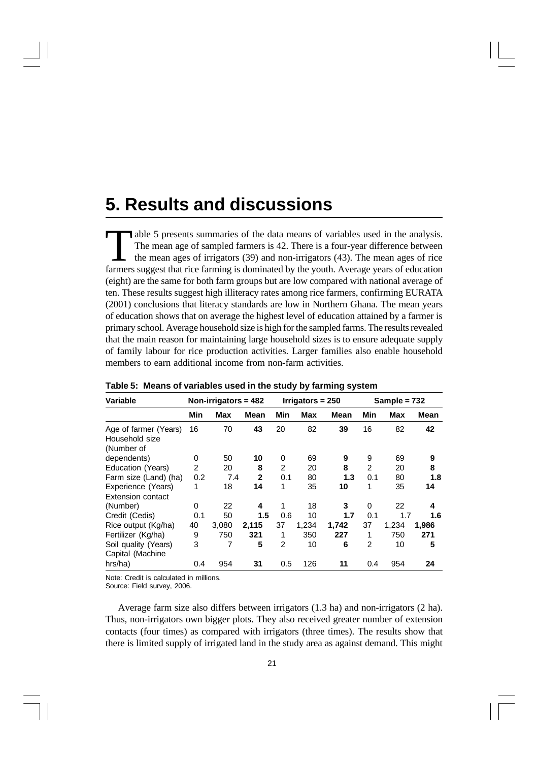# 5. Results and discussions

Table 5 presents summaries of the data means of variables used in the analysis. The mean age of sampled farmers is 42. There is a four-year difference between the mean ages of irrigators (39) and non-irrigators (43). The mean ages of rice farmers suggest that rice farming is dominated by the youth. Average years of education (eight) are the same for both farm groups but are low compared with national average of ten. These results suggest high illiteracy rates among rice farmers, confirming EURATA (2001) conclusions that literacy standards are low in Northern Ghana. The mean years of education shows that on average the highest level of education attained by a farmer is primary school. Average household size is high for the sampled farms. The results revealed that the main reason for maintaining large household sizes is to ensure adequate supply of family labour for rice production activities. Larger families also enable household members to earn additional income from non-farm activities.

**Table 5: Means of variables used in the study by farming system**

| Variable | Non-irrigators = 482 | | | Irrigators = 250 | | | Sample = 732 | | |
|---|---|---|---|---|---|---|---|---|---|
| | Min | Max | Mean | Min | Max | Mean | Min | Max | Mean |
| Age of farmer (Years) | 16 | 70 | **43** | 20 | 82 | **39** | 16 | 82 | **42** |
| Household size (Number of dependents) | 0 | 50 | **10** | 0 | 69 | **9** | 9 | 69 | **9** |
| Education (Years) | 2 | 20 | **8** | 2 | 20 | **8** | 2 | 20 | **8** |
| Farm size (Land) (ha) | 0.2 | 7.4 | **2** | 0.1 | 80 | **1.3** | 0.1 | 80 | **1.8** |
| Experience (Years) | 1 | 18 | **14** | 1 | 35 | **10** | 1 | 35 | **14** |
| Extension contact (Number) | 0 | 22 | **4** | 1 | 18 | **3** | 0 | 22 | **4** |
| Credit (Cedis) | 0.1 | 50 | **1.5** | 0.6 | 10 | **1.7** | 0.1 | 1.7 | **1.6** |
| Rice output (Kg/ha) | 40 | 3,080 | **2,115** | 37 | 1,234 | **1,742** | 37 | 1,234 | **1,986** |
| Fertilizer (Kg/ha) | 9 | 750 | **321** | 1 | 350 | **227** | 1 | 750 | **271** |
| Soil quality (Years) | 3 | 7 | **5** | 2 | 10 | **6** | 2 | 10 | **5** |
| Capital (Machine hrs/ha) | 0.4 | 954 | **31** | 0.5 | 126 | **11** | 0.4 | 954 | **24** |

Note: Credit is calculated in millions.
Source: Field survey, 2006.

Average farm size also differs between irrigators (1.3 ha) and non-irrigators (2 ha). Thus, non-irrigators own bigger plots. They also received greater number of extension contacts (four times) as compared with irrigators (three times). The results show that there is limited supply of irrigated land in the study area as against demand. This might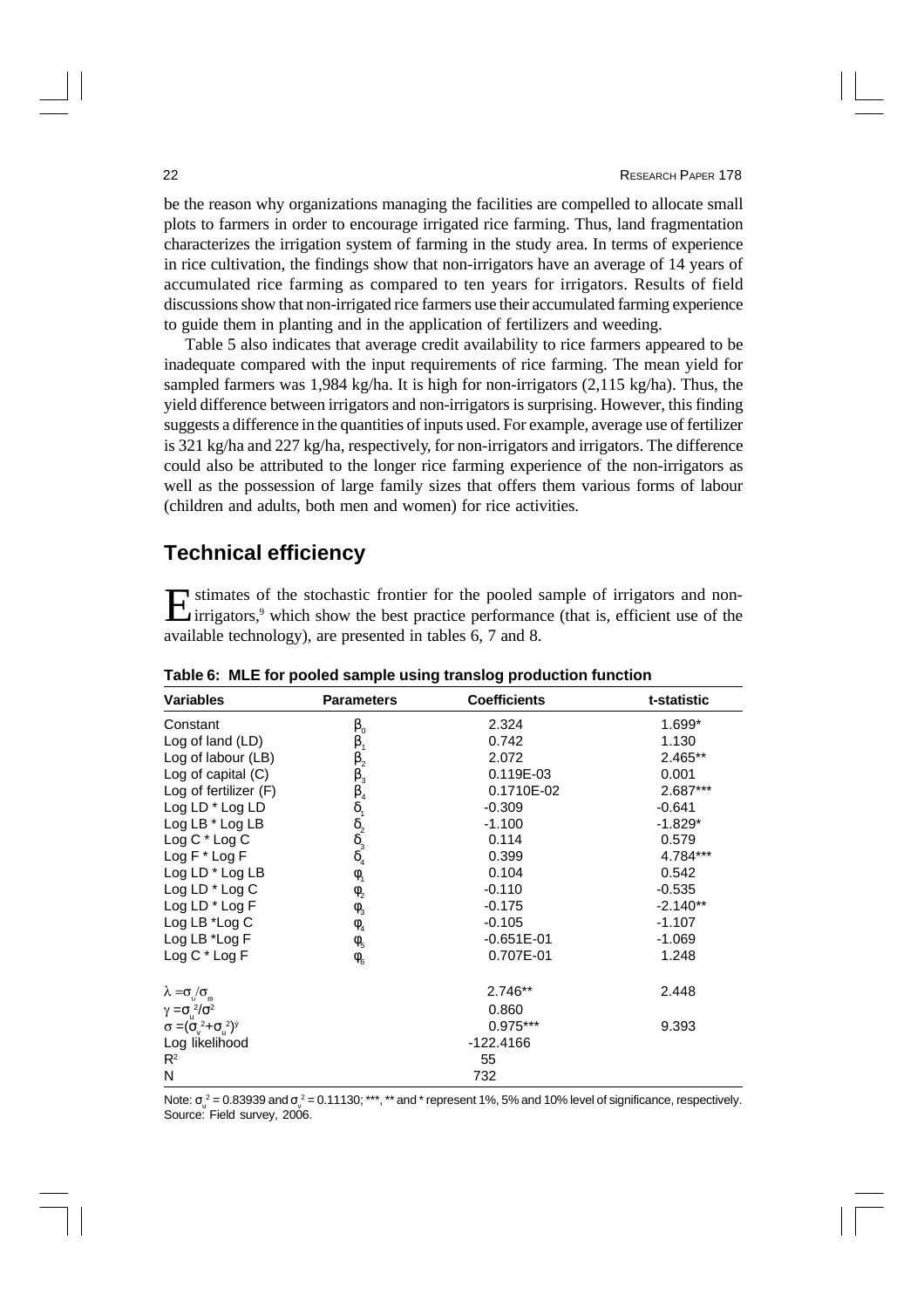be the reason why organizations managing the facilities are compelled to allocate small plots to farmers in order to encourage irrigated rice farming. Thus, land fragmentation characterizes the irrigation system of farming in the study area. In terms of experience in rice cultivation, the findings show that non-irrigators have an average of 14 years of accumulated rice farming as compared to ten years for irrigators. Results of field discussions show that non-irrigated rice farmers use their accumulated farming experience to guide them in planting and in the application of fertilizers and weeding.

Table 5 also indicates that average credit availability to rice farmers appeared to be inadequate compared with the input requirements of rice farming. The mean yield for sampled farmers was 1,984 kg/ha. It is high for non-irrigators (2,115 kg/ha). Thus, the yield difference between irrigators and non-irrigators is surprising. However, this finding suggests a difference in the quantities of inputs used. For example, average use of fertilizer is 321 kg/ha and 227 kg/ha, respectively, for non-irrigators and irrigators. The difference could also be attributed to the longer rice farming experience of the non-irrigators as well as the possession of large family sizes that offers them various forms of labour (children and adults, both men and women) for rice activities.

## Technical efficiency

Estimates of the stochastic frontier for the pooled sample of irrigators and non-irrigators,[9] which show the best practice performance (that is, efficient use of the available technology), are presented in tables 6, 7 and 8.

**Table 6: MLE for pooled sample using translog production function**

| Variables | Parameters | Coefficients | t-statistic |
|---|---|---|---|
| Constant | $\beta_0$ | 2.324 | 1.699* |
| Log of land (LD) | $\beta_1$ | 0.742 | 1.130 |
| Log of labour (LB) | $\beta_2$ | 2.072 | 2.465** |
| Log of capital (C) | $\beta_3$ | 0.119E-03 | 0.001 |
| Log of fertilizer (F) | $\beta_4$ | 0.1710E-02 | 2.687*** |
| Log LD * Log LD | $\delta_1$ | -0.309 | -0.641 |
| Log LB * Log LB | $\delta_2$ | -1.100 | -1.829* |
| Log C * Log C | $\delta_3$ | 0.114 | 0.579 |
| Log F * Log F | $\delta_4$ | 0.399 | 4.784*** |
| Log LD * Log LB | $\varphi_1$ | 0.104 | 0.542 |
| Log LD * Log C | $\varphi_2$ | -0.110 | -0.535 |
| Log LD * Log F | $\varphi_3$ | -0.175 | -2.140** |
| Log LB *Log C | $\varphi_4$ | -0.105 | -1.107 |
| Log LB *Log F | $\varphi_5$ | -0.651E-01 | -1.069 |
| Log C * Log F | $\varphi_6$ | 0.707E-01 | 1.248 |
| $\lambda = \sigma_u/\sigma_v$ | | 2.746** | 2.448 |
| $\gamma = \sigma_u^2/\sigma^2$ | | 0.860 | |
| $\sigma = (\sigma_v^2+\sigma_u^2)^{½}$ | | 0.975*** | 9.393 |
| Log likelihood | | -122.4166 | |
| $R^2$ | | 55 | |
| N | | 732 | |

Note: $\sigma_u^2 = 0.83939$ and $\sigma_v^2 = 0.11130$; ***, ** and * represent 1%, 5% and 10% level of significance, respectively.
Source: Field survey, 2006.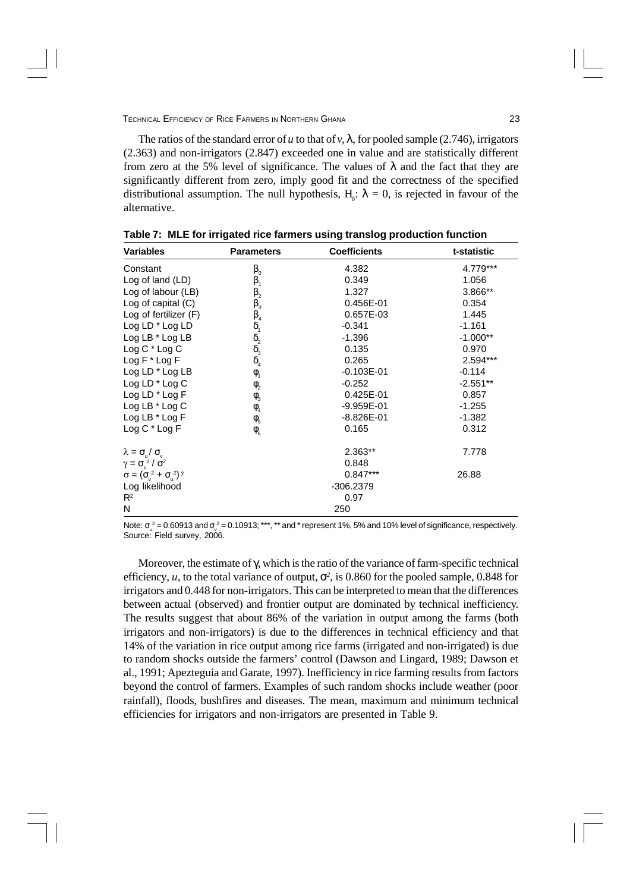The ratios of the standard error of $u$ to that of $v$, $\lambda$, for pooled sample (2.746), irrigators (2.363) and non-irrigators (2.847) exceeded one in value and are statistically different from zero at the 5% level of significance. The values of $\lambda$ and the fact that they are significantly different from zero, imply good fit and the correctness of the specified distributional assumption. The null hypothesis, $H_0$: $\lambda = 0$, is rejected in favour of the alternative.

**Table 7: MLE for irrigated rice farmers using translog production function**

| Variables | Parameters | Coefficients | t-statistic |
|---|---|---|---|
| Constant | $\beta_0$ | 4.382 | 4.779*** |
| Log of land (LD) | $\beta_1$ | 0.349 | 1.056 |
| Log of labour (LB) | $\beta_2$ | 1.327 | 3.866** |
| Log of capital (C) | $\beta_3$ | 0.456E-01 | 0.354 |
| Log of fertilizer (F) | $\beta_4$ | 0.657E-03 | 1.445 |
| Log LD * Log LD | $\delta_1$ | -0.341 | -1.161 |
| Log LB * Log LB | $\delta_2$ | -1.396 | -1.000** |
| Log C * Log C | $\delta_3$ | 0.135 | 0.970 |
| Log F * Log F | $\delta_4$ | 0.265 | 2.594*** |
| Log LD * Log LB | $\varphi_1$ | -0.103E-01 | -0.114 |
| Log LD * Log C | $\varphi_2$ | -0.252 | -2.551** |
| Log LD * Log F | $\varphi_3$ | 0.425E-01 | 0.857 |
| Log LB * Log C | $\varphi_4$ | -9.959E-01 | -1.255 |
| Log LB * Log F | $\varphi_5$ | -8.826E-01 | -1.382 |
| Log C * Log F | $\varphi_6$ | 0.165 | 0.312 |
| $\lambda = \sigma_u / \sigma_v$ | | 2.363** | 7.778 |
| $\gamma = \sigma_u^2 / \sigma^2$ | | 0.848 | |
| $\sigma = (\sigma_v^2 + \sigma_u^2)^{½}$ | | 0.847*** | 26.88 |
| Log likelihood | | -306.2379 | |
| $R^2$ | | 0.97 | |
| N | | 250 | |

Note: $\sigma_u^2 = 0.60913$ and $\sigma_v^2 = 0.10913$; ***, ** and * represent 1%, 5% and 10% level of significance, respectively.
Source: Field survey, 2006.

Moreover, the estimate of $\gamma$, which is the ratio of the variance of farm-specific technical efficiency, $u$, to the total variance of output, $\sigma^2$, is 0.860 for the pooled sample, 0.848 for irrigators and 0.448 for non-irrigators. This can be interpreted to mean that the differences between actual (observed) and frontier output are dominated by technical inefficiency. The results suggest that about 86% of the variation in output among the farms (both irrigators and non-irrigators) is due to the differences in technical efficiency and that 14% of the variation in rice output among rice farms (irrigated and non-irrigated) is due to random shocks outside the farmers' control (Dawson and Lingard, 1989; Dawson et al., 1991; Apezteguia and Garate, 1997). Inefficiency in rice farming results from factors beyond the control of farmers. Examples of such random shocks include weather (poor rainfall), floods, bushfires and diseases. The mean, maximum and minimum technical efficiencies for irrigators and non-irrigators are presented in Table 9.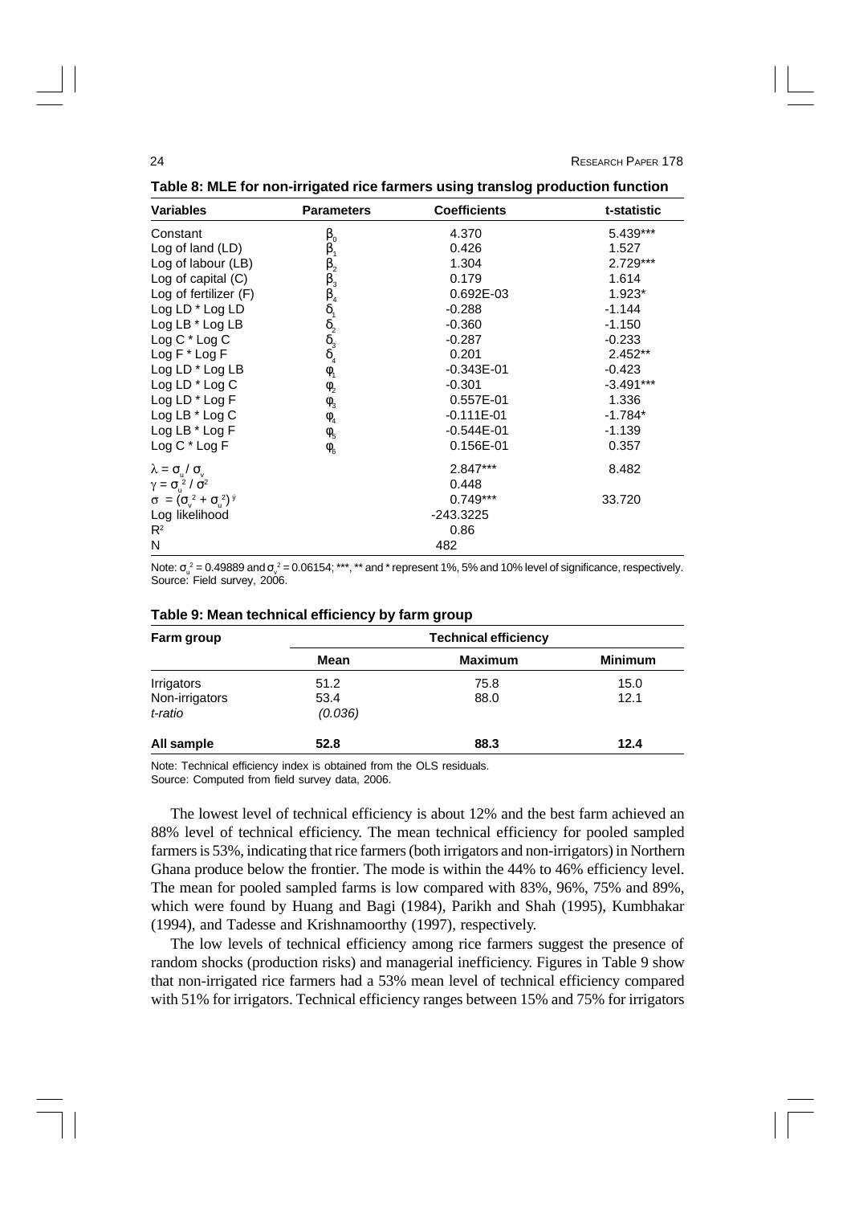**Table 8: MLE for non-irrigated rice farmers using translog production function**

| Variables | Parameters | Coefficients | t-statistic |
|---|---|---|---|
| Constant | $\beta_0$ | 4.370 | 5.439*** |
| Log of land (LD) | $\beta_1$ | 0.426 | 1.527 |
| Log of labour (LB) | $\beta_2$ | 1.304 | 2.729*** |
| Log of capital (C) | $\beta_3$ | 0.179 | 1.614 |
| Log of fertilizer (F) | $\beta_4$ | 0.692E-03 | 1.923* |
| Log LD * Log LD | $\delta_1$ | -0.288 | -1.144 |
| Log LB * Log LB | $\delta_2$ | -0.360 | -1.150 |
| Log C * Log C | $\delta_3$ | -0.287 | -0.233 |
| Log F * Log F | $\delta_4$ | 0.201 | 2.452** |
| Log LD * Log LB | $\varphi_1$ | -0.343E-01 | -0.423 |
| Log LD * Log C | $\varphi_2$ | -0.301 | -3.491*** |
| Log LD * Log F | $\varphi_3$ | 0.557E-01 | 1.336 |
| Log LB * Log C | $\varphi_4$ | -0.111E-01 | -1.784* |
| Log LB * Log F | $\varphi_5$ | -0.544E-01 | -1.139 |
| Log C * Log F | $\varphi_6$ | 0.156E-01 | 0.357 |
| $\lambda = \sigma_u / \sigma_v$ | | 2.847*** | 8.482 |
| $\gamma = \sigma_u^2 / \sigma^2$ | | 0.448 | |
| $\sigma = (\sigma_v^2 + \sigma_u^2)^{\frac{1}{2}}$ | | 0.749*** | 33.720 |
| Log likelihood | | -243.3225 | |
| $R^2$ | | 0.86 | |
| N | | 482 | |

Note: $\sigma_u^2 = 0.49889$ and $\sigma_v^2 = 0.06154$; ***, ** and * represent 1%, 5% and 10% level of significance, respectively.
Source: Field survey, 2006.

**Table 9: Mean technical efficiency by farm group**

| Farm group | Technical efficiency | | |
|---|---|---|---|
| | **Mean** | **Maximum** | **Minimum** |
| Irrigators | 51.2 | 75.8 | 15.0 |
| Non-irrigators | 53.4 | 88.0 | 12.1 |
| *t-ratio* | *(0.036)* | | |
| **All sample** | **52.8** | **88.3** | **12.4** |

Note: Technical efficiency index is obtained from the OLS residuals.
Source: Computed from field survey data, 2006.

The lowest level of technical efficiency is about 12% and the best farm achieved an 88% level of technical efficiency. The mean technical efficiency for pooled sampled farmers is 53%, indicating that rice farmers (both irrigators and non-irrigators) in Northern Ghana produce below the frontier. The mode is within the 44% to 46% efficiency level. The mean for pooled sampled farms is low compared with 83%, 96%, 75% and 89%, which were found by Huang and Bagi (1984), Parikh and Shah (1995), Kumbhakar (1994), and Tadesse and Krishnamoorthy (1997), respectively.

The low levels of technical efficiency among rice farmers suggest the presence of random shocks (production risks) and managerial inefficiency. Figures in Table 9 show that non-irrigated rice farmers had a 53% mean level of technical efficiency compared with 51% for irrigators. Technical efficiency ranges between 15% and 75% for irrigators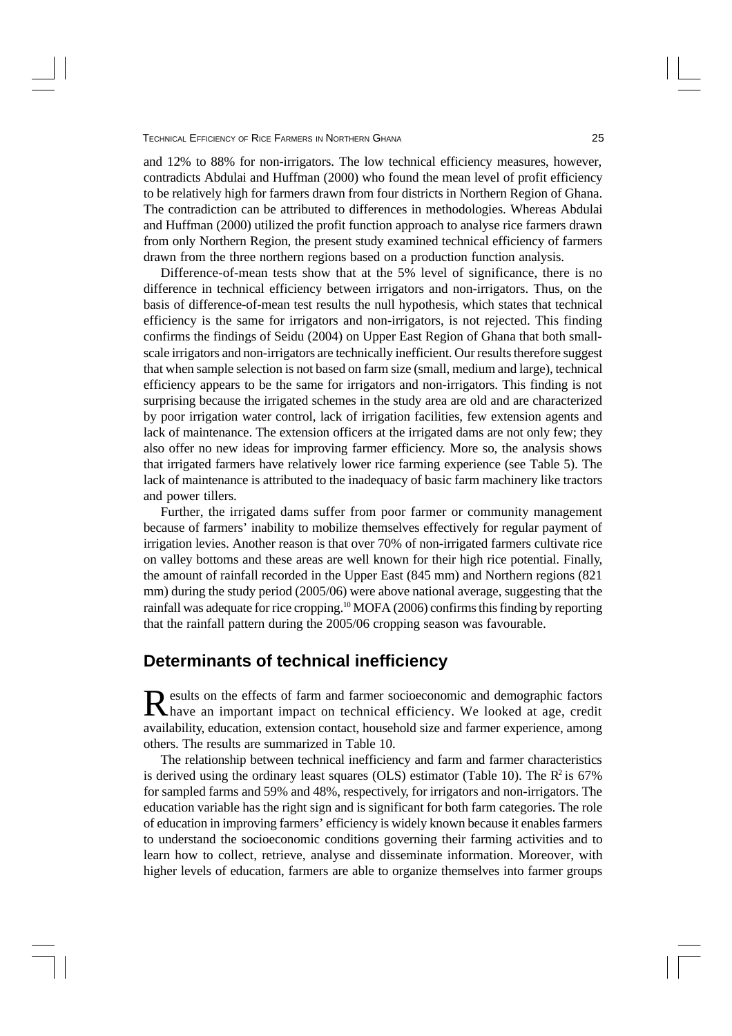and 12% to 88% for non-irrigators. The low technical efficiency measures, however, contradicts Abdulai and Huffman (2000) who found the mean level of profit efficiency to be relatively high for farmers drawn from four districts in Northern Region of Ghana. The contradiction can be attributed to differences in methodologies. Whereas Abdulai and Huffman (2000) utilized the profit function approach to analyse rice farmers drawn from only Northern Region, the present study examined technical efficiency of farmers drawn from the three northern regions based on a production function analysis.

Difference-of-mean tests show that at the 5% level of significance, there is no difference in technical efficiency between irrigators and non-irrigators. Thus, on the basis of difference-of-mean test results the null hypothesis, which states that technical efficiency is the same for irrigators and non-irrigators, is not rejected. This finding confirms the findings of Seidu (2004) on Upper East Region of Ghana that both small-scale irrigators and non-irrigators are technically inefficient. Our results therefore suggest that when sample selection is not based on farm size (small, medium and large), technical efficiency appears to be the same for irrigators and non-irrigators. This finding is not surprising because the irrigated schemes in the study area are old and are characterized by poor irrigation water control, lack of irrigation facilities, few extension agents and lack of maintenance. The extension officers at the irrigated dams are not only few; they also offer no new ideas for improving farmer efficiency. More so, the analysis shows that irrigated farmers have relatively lower rice farming experience (see Table 5). The lack of maintenance is attributed to the inadequacy of basic farm machinery like tractors and power tillers.

Further, the irrigated dams suffer from poor farmer or community management because of farmers' inability to mobilize themselves effectively for regular payment of irrigation levies. Another reason is that over 70% of non-irrigated farmers cultivate rice on valley bottoms and these areas are well known for their high rice potential. Finally, the amount of rainfall recorded in the Upper East (845 mm) and Northern regions (821 mm) during the study period (2005/06) were above national average, suggesting that the rainfall was adequate for rice cropping.[10] MOFA (2006) confirms this finding by reporting that the rainfall pattern during the 2005/06 cropping season was favourable.

## Determinants of technical inefficiency

Results on the effects of farm and farmer socioeconomic and demographic factors have an important impact on technical efficiency. We looked at age, credit availability, education, extension contact, household size and farmer experience, among others. The results are summarized in Table 10.

The relationship between technical inefficiency and farm and farmer characteristics is derived using the ordinary least squares (OLS) estimator (Table 10). The $R^2$ is 67% for sampled farms and 59% and 48%, respectively, for irrigators and non-irrigators. The education variable has the right sign and is significant for both farm categories. The role of education in improving farmers' efficiency is widely known because it enables farmers to understand the socioeconomic conditions governing their farming activities and to learn how to collect, retrieve, analyse and disseminate information. Moreover, with higher levels of education, farmers are able to organize themselves into farmer groups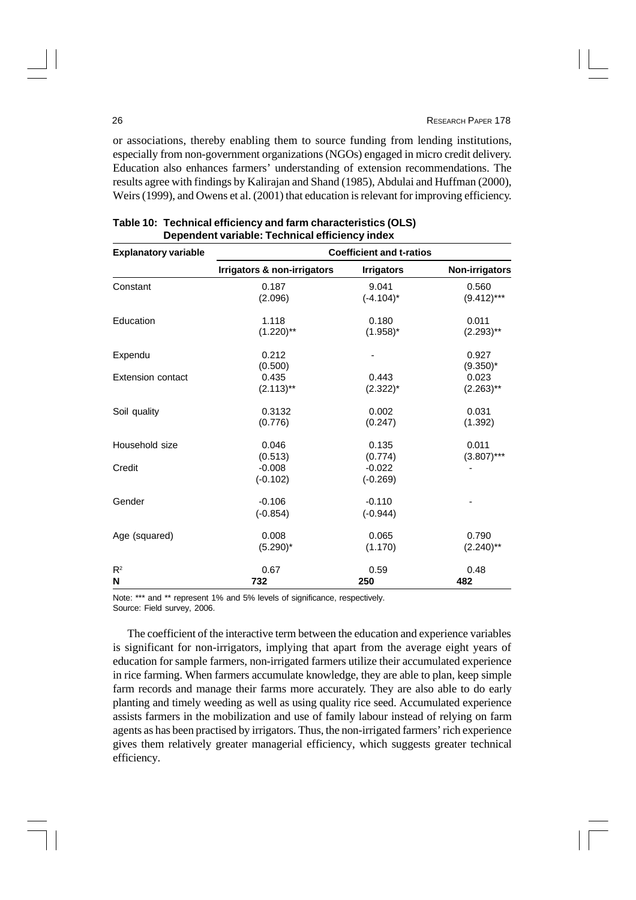or associations, thereby enabling them to source funding from lending institutions, especially from non-government organizations (NGOs) engaged in micro credit delivery. Education also enhances farmers' understanding of extension recommendations. The results agree with findings by Kalirajan and Shand (1985), Abdulai and Huffman (2000), Weirs (1999), and Owens et al. (2001) that education is relevant for improving efficiency.

**Table 10: Technical efficiency and farm characteristics (OLS)**
**Dependent variable: Technical efficiency index**

| Explanatory variable | Coefficient and t-ratios | | |
|---|---|---|---|
| | Irrigators & non-irrigators | Irrigators | Non-irrigators |
| Constant | 0.187<br>(2.096) | 9.041<br>(-4.104)* | 0.560<br>(9.412)*** |
| Education | 1.118<br>(1.220)** | 0.180<br>(1.958)* | 0.011<br>(2.293)** |
| Expendu | 0.212<br>(0.500) | - | 0.927<br>(9.350)* |
| Extension contact | 0.435<br>(2.113)** | 0.443<br>(2.322)* | 0.023<br>(2.263)** |
| Soil quality | 0.3132<br>(0.776) | 0.002<br>(0.247) | 0.031<br>(1.392) |
| Household size | 0.046<br>(0.513) | 0.135<br>(0.774) | 0.011<br>(3.807)*** |
| Credit | -0.008<br>(-0.102) | -0.022<br>(-0.269) | - |
| Gender | -0.106<br>(-0.854) | -0.110<br>(-0.944) | - |
| Age (squared) | 0.008<br>(5.290)* | 0.065<br>(1.170) | 0.790<br>(2.240)** |
| $R^2$ | 0.67 | 0.59 | 0.48 |
| **N** | **732** | **250** | **482** |

Note: *** and ** represent 1% and 5% levels of significance, respectively.
Source: Field survey, 2006.

The coefficient of the interactive term between the education and experience variables is significant for non-irrigators, implying that apart from the average eight years of education for sample farmers, non-irrigated farmers utilize their accumulated experience in rice farming. When farmers accumulate knowledge, they are able to plan, keep simple farm records and manage their farms more accurately. They are also able to do early planting and timely weeding as well as using quality rice seed. Accumulated experience assists farmers in the mobilization and use of family labour instead of relying on farm agents as has been practised by irrigators. Thus, the non-irrigated farmers' rich experience gives them relatively greater managerial efficiency, which suggests greater technical efficiency.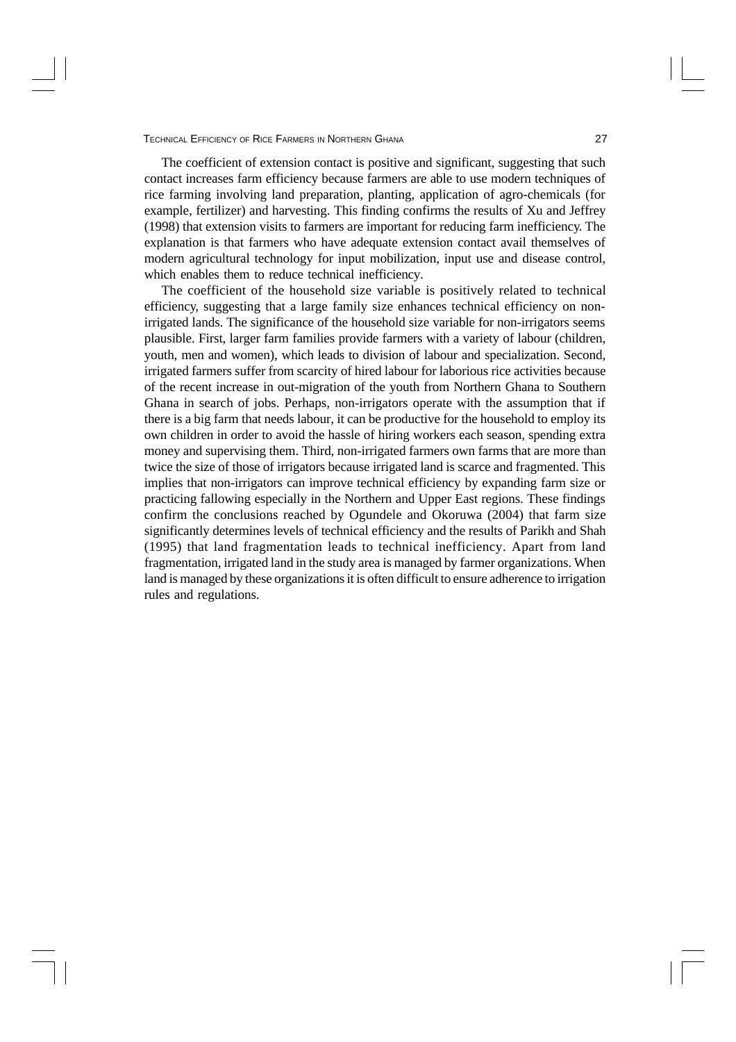The coefficient of extension contact is positive and significant, suggesting that such contact increases farm efficiency because farmers are able to use modern techniques of rice farming involving land preparation, planting, application of agro-chemicals (for example, fertilizer) and harvesting. This finding confirms the results of Xu and Jeffrey (1998) that extension visits to farmers are important for reducing farm inefficiency. The explanation is that farmers who have adequate extension contact avail themselves of modern agricultural technology for input mobilization, input use and disease control, which enables them to reduce technical inefficiency.

The coefficient of the household size variable is positively related to technical efficiency, suggesting that a large family size enhances technical efficiency on non-irrigated lands. The significance of the household size variable for non-irrigators seems plausible. First, larger farm families provide farmers with a variety of labour (children, youth, men and women), which leads to division of labour and specialization. Second, irrigated farmers suffer from scarcity of hired labour for laborious rice activities because of the recent increase in out-migration of the youth from Northern Ghana to Southern Ghana in search of jobs. Perhaps, non-irrigators operate with the assumption that if there is a big farm that needs labour, it can be productive for the household to employ its own children in order to avoid the hassle of hiring workers each season, spending extra money and supervising them. Third, non-irrigated farmers own farms that are more than twice the size of those of irrigators because irrigated land is scarce and fragmented. This implies that non-irrigators can improve technical efficiency by expanding farm size or practicing fallowing especially in the Northern and Upper East regions. These findings confirm the conclusions reached by Ogundele and Okoruwa (2004) that farm size significantly determines levels of technical efficiency and the results of Parikh and Shah (1995) that land fragmentation leads to technical inefficiency. Apart from land fragmentation, irrigated land in the study area is managed by farmer organizations. When land is managed by these organizations it is often difficult to ensure adherence to irrigation rules and regulations.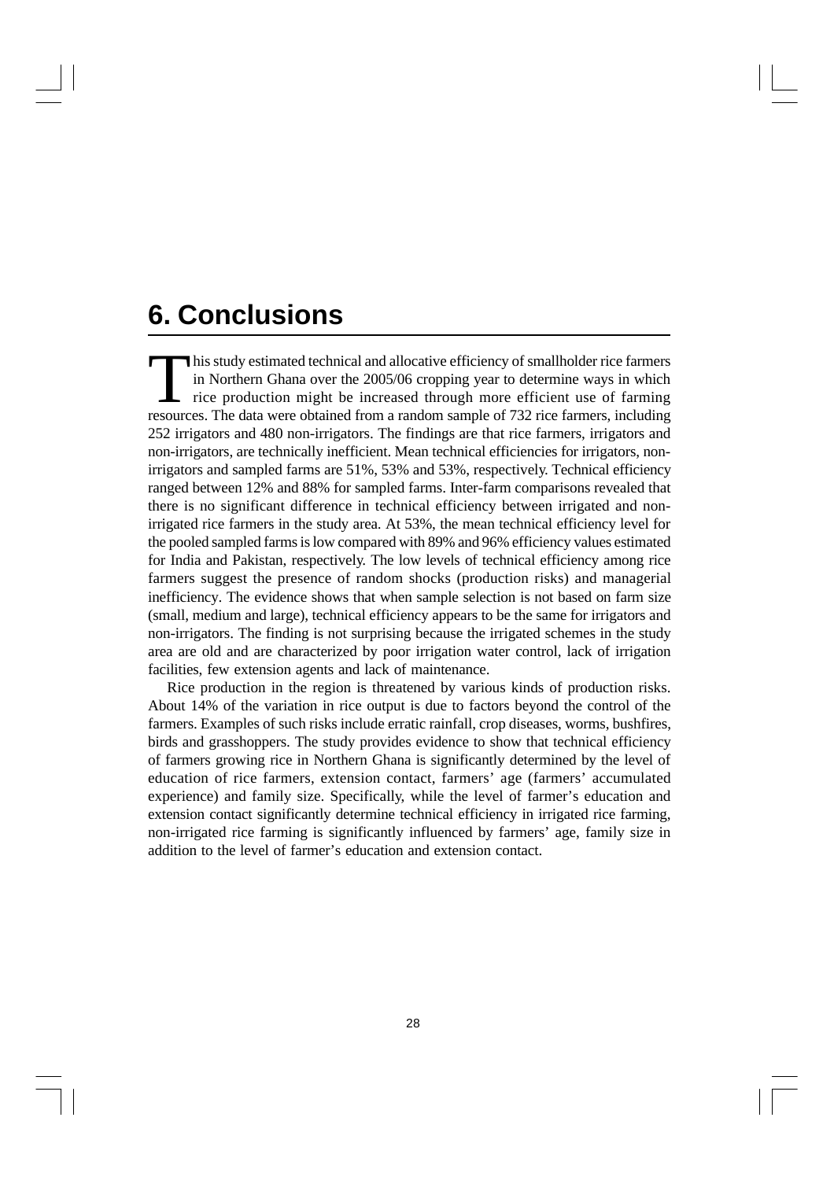# 6. Conclusions

This study estimated technical and allocative efficiency of smallholder rice farmers in Northern Ghana over the 2005/06 cropping year to determine ways in which rice production might be increased through more efficient use of farming resources. The data were obtained from a random sample of 732 rice farmers, including 252 irrigators and 480 non-irrigators. The findings are that rice farmers, irrigators and non-irrigators, are technically inefficient. Mean technical efficiencies for irrigators, non-irrigators and sampled farms are 51%, 53% and 53%, respectively. Technical efficiency ranged between 12% and 88% for sampled farms. Inter-farm comparisons revealed that there is no significant difference in technical efficiency between irrigated and non-irrigated rice farmers in the study area. At 53%, the mean technical efficiency level for the pooled sampled farms is low compared with 89% and 96% efficiency values estimated for India and Pakistan, respectively. The low levels of technical efficiency among rice farmers suggest the presence of random shocks (production risks) and managerial inefficiency. The evidence shows that when sample selection is not based on farm size (small, medium and large), technical efficiency appears to be the same for irrigators and non-irrigators. The finding is not surprising because the irrigated schemes in the study area are old and are characterized by poor irrigation water control, lack of irrigation facilities, few extension agents and lack of maintenance.

Rice production in the region is threatened by various kinds of production risks. About 14% of the variation in rice output is due to factors beyond the control of the farmers. Examples of such risks include erratic rainfall, crop diseases, worms, bushfires, birds and grasshoppers. The study provides evidence to show that technical efficiency of farmers growing rice in Northern Ghana is significantly determined by the level of education of rice farmers, extension contact, farmers' age (farmers' accumulated experience) and family size. Specifically, while the level of farmer's education and extension contact significantly determine technical efficiency in irrigated rice farming, non-irrigated rice farming is significantly influenced by farmers' age, family size in addition to the level of farmer's education and extension contact.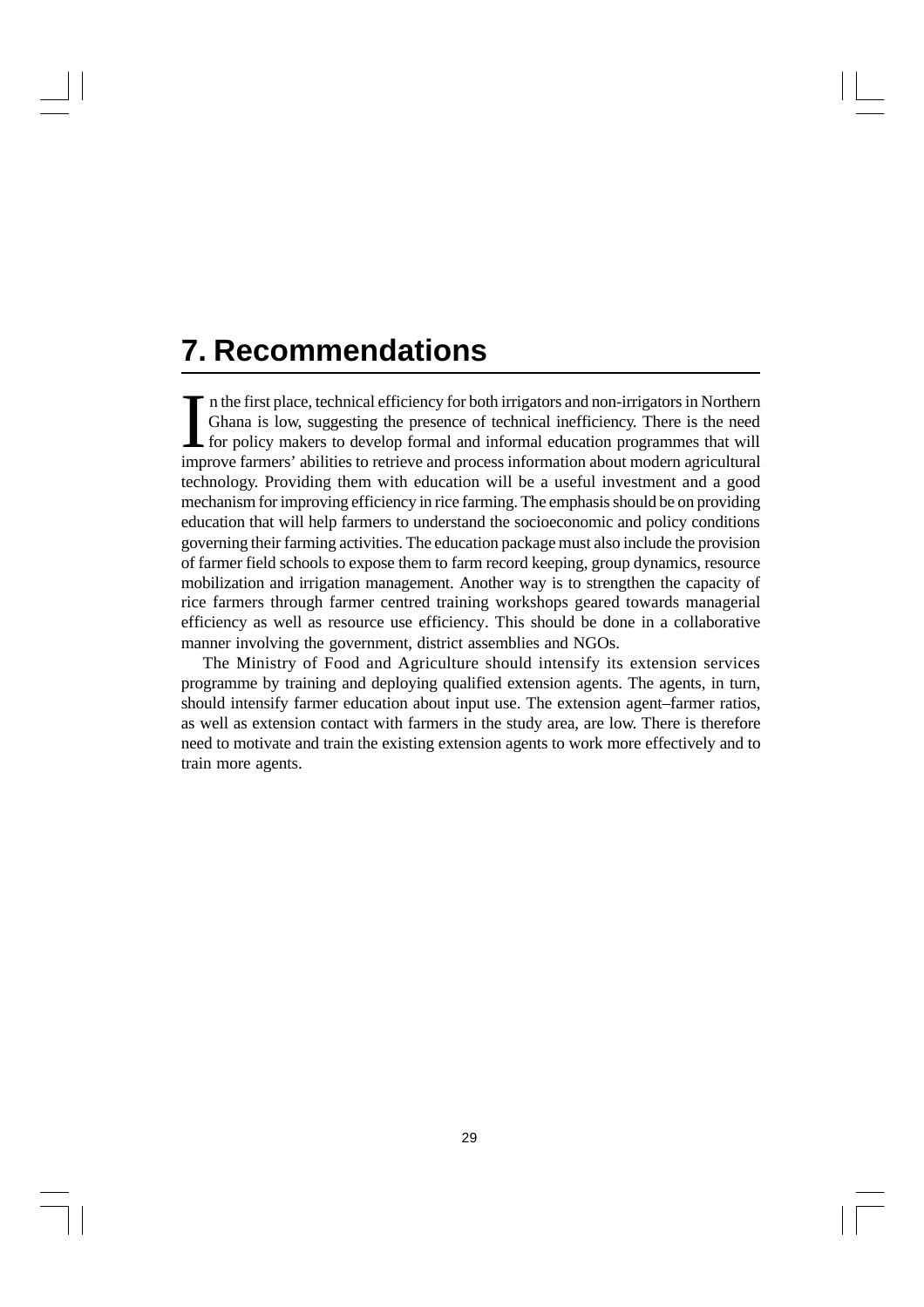# 7. Recommendations

In the first place, technical efficiency for both irrigators and non-irrigators in Northern Ghana is low, suggesting the presence of technical inefficiency. There is the need for policy makers to develop formal and informal education programmes that will improve farmers' abilities to retrieve and process information about modern agricultural technology. Providing them with education will be a useful investment and a good mechanism for improving efficiency in rice farming. The emphasis should be on providing education that will help farmers to understand the socioeconomic and policy conditions governing their farming activities. The education package must also include the provision of farmer field schools to expose them to farm record keeping, group dynamics, resource mobilization and irrigation management. Another way is to strengthen the capacity of rice farmers through farmer centred training workshops geared towards managerial efficiency as well as resource use efficiency. This should be done in a collaborative manner involving the government, district assemblies and NGOs.

The Ministry of Food and Agriculture should intensify its extension services programme by training and deploying qualified extension agents. The agents, in turn, should intensify farmer education about input use. The extension agent–farmer ratios, as well as extension contact with farmers in the study area, are low. There is therefore need to motivate and train the existing extension agents to work more effectively and to train more agents.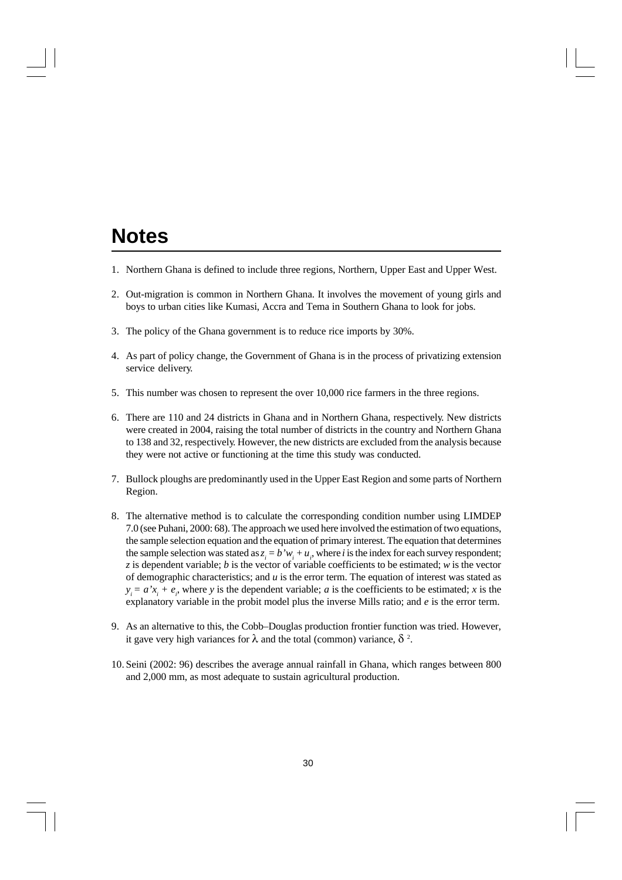# Notes

1. Northern Ghana is defined to include three regions, Northern, Upper East and Upper West.

2. Out-migration is common in Northern Ghana. It involves the movement of young girls and boys to urban cities like Kumasi, Accra and Tema in Southern Ghana to look for jobs.

3. The policy of the Ghana government is to reduce rice imports by 30%.

4. As part of policy change, the Government of Ghana is in the process of privatizing extension service delivery.

5. This number was chosen to represent the over 10,000 rice farmers in the three regions.

6. There are 110 and 24 districts in Ghana and in Northern Ghana, respectively. New districts were created in 2004, raising the total number of districts in the country and Northern Ghana to 138 and 32, respectively. However, the new districts are excluded from the analysis because they were not active or functioning at the time this study was conducted.

7. Bullock ploughs are predominantly used in the Upper East Region and some parts of Northern Region.

8. The alternative method is to calculate the corresponding condition number using LIMDEP 7.0 (see Puhani, 2000: 68). The approach we used here involved the estimation of two equations, the sample selection equation and the equation of primary interest. The equation that determines the sample selection was stated as $z_i = b'w_i + u_i$, where $i$ is the index for each survey respondent; $z$ is dependent variable; $b$ is the vector of variable coefficients to be estimated; $w$ is the vector of demographic characteristics; and $u$ is the error term. The equation of interest was stated as $y_i = a'x_i + e_i$, where $y$ is the dependent variable; $a$ is the coefficients to be estimated; $x$ is the explanatory variable in the probit model plus the inverse Mills ratio; and $e$ is the error term.

9. As an alternative to this, the Cobb–Douglas production frontier function was tried. However, it gave very high variances for $\lambda$ and the total (common) variance, $\delta^2$.

10. Seini (2002: 96) describes the average annual rainfall in Ghana, which ranges between 800 and 2,000 mm, as most adequate to sustain agricultural production.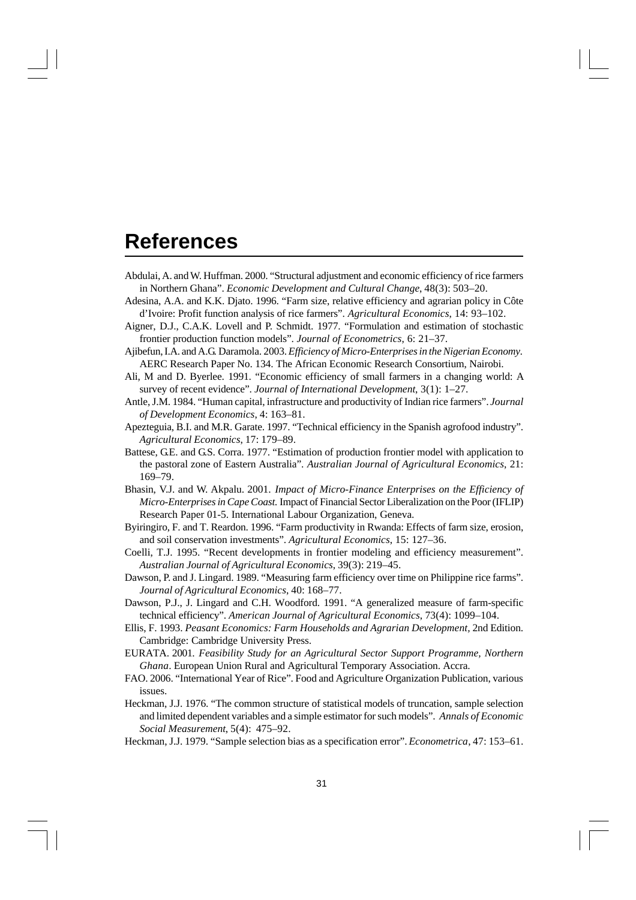# References

Abdulai, A. and W. Huffman. 2000. "Structural adjustment and economic efficiency of rice farmers in Northern Ghana". *Economic Development and Cultural Change*, 48(3): 503–20.

Adesina, A.A. and K.K. Djato. 1996. "Farm size, relative efficiency and agrarian policy in Côte d'Ivoire: Profit function analysis of rice farmers". *Agricultural Economics*, 14: 93–102.

Aigner, D.J., C.A.K. Lovell and P. Schmidt. 1977. "Formulation and estimation of stochastic frontier production function models". *Journal of Econometrics*, 6: 21–37.

Ajibefun, I.A. and A.G. Daramola. 2003. *Efficiency of Micro-Enterprises in the Nigerian Economy.* AERC Research Paper No. 134. The African Economic Research Consortium, Nairobi.

Ali, M and D. Byerlee. 1991. "Economic efficiency of small farmers in a changing world: A survey of recent evidence". *Journal of International Development*, 3(1): 1–27.

Antle, J.M. 1984. "Human capital, infrastructure and productivity of Indian rice farmers". *Journal of Development Economics*, 4: 163–81.

Apezteguia, B.I. and M.R. Garate. 1997. "Technical efficiency in the Spanish agrofood industry". *Agricultural Economics*, 17: 179–89.

Battese, G.E. and G.S. Corra. 1977. "Estimation of production frontier model with application to the pastoral zone of Eastern Australia". *Australian Journal of Agricultural Economics*, 21: 169–79.

Bhasin, V.J. and W. Akpalu. 2001. *Impact of Micro-Finance Enterprises on the Efficiency of Micro-Enterprises in Cape Coast.* Impact of Financial Sector Liberalization on the Poor (IFLIP) Research Paper 01-5. International Labour Organization, Geneva.

Byiringiro, F. and T. Reardon. 1996. "Farm productivity in Rwanda: Effects of farm size, erosion, and soil conservation investments". *Agricultural Economics*, 15: 127–36.

Coelli, T.J. 1995. "Recent developments in frontier modeling and efficiency measurement". *Australian Journal of Agricultural Economics*, 39(3): 219–45.

Dawson, P. and J. Lingard. 1989. "Measuring farm efficiency over time on Philippine rice farms". *Journal of Agricultural Economics*, 40: 168–77.

Dawson, P.J., J. Lingard and C.H. Woodford. 1991. "A generalized measure of farm-specific technical efficiency". *American Journal of Agricultural Economics*, 73(4): 1099–104.

Ellis, F. 1993. *Peasant Economics: Farm Households and Agrarian Development*, 2nd Edition. Cambridge: Cambridge University Press.

EURATA. 2001. *Feasibility Study for an Agricultural Sector Support Programme, Northern Ghana*. European Union Rural and Agricultural Temporary Association. Accra.

FAO. 2006. "International Year of Rice". Food and Agriculture Organization Publication, various issues.

Heckman, J.J. 1976. "The common structure of statistical models of truncation, sample selection and limited dependent variables and a simple estimator for such models". *Annals of Economic Social Measurement*, 5(4): 475–92.

Heckman, J.J. 1979. "Sample selection bias as a specification error". *Econometrica*, 47: 153–61.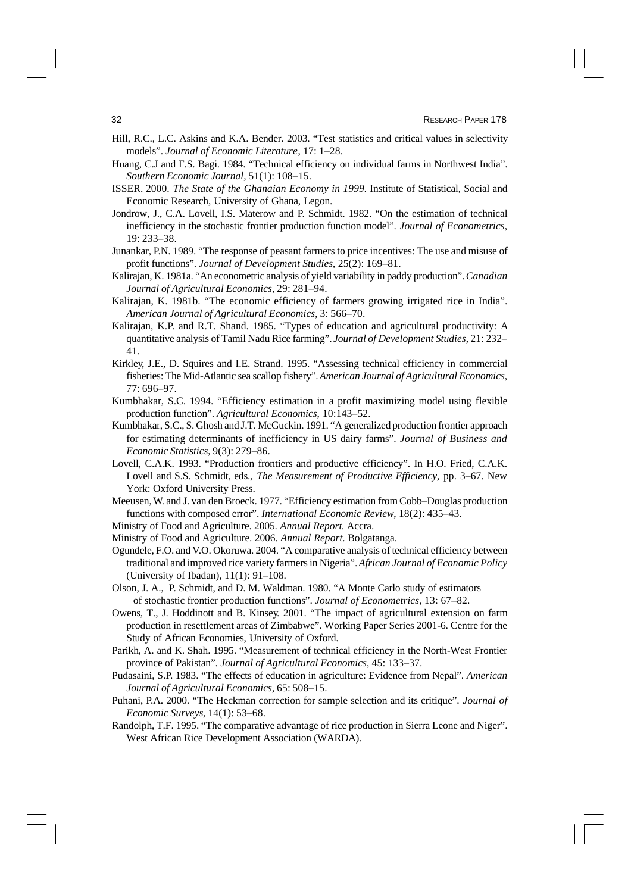Hill, R.C., L.C. Askins and K.A. Bender. 2003. "Test statistics and critical values in selectivity models". *Journal of Economic Literature*, 17: 1–28.

Huang, C.J and F.S. Bagi. 1984. "Technical efficiency on individual farms in Northwest India". *Southern Economic Journal*, 51(1): 108–15.

ISSER. 2000. *The State of the Ghanaian Economy in 1999*. Institute of Statistical, Social and Economic Research, University of Ghana, Legon.

Jondrow, J., C.A. Lovell, I.S. Materow and P. Schmidt. 1982. "On the estimation of technical inefficiency in the stochastic frontier production function model". *Journal of Econometrics*, 19: 233–38.

Junankar, P.N. 1989. "The response of peasant farmers to price incentives: The use and misuse of profit functions". *Journal of Development Studies*, 25(2): 169–81.

Kalirajan, K. 1981a. "An econometric analysis of yield variability in paddy production". *Canadian Journal of Agricultural Economics*, 29: 281–94.

Kalirajan, K. 1981b. "The economic efficiency of farmers growing irrigated rice in India". *American Journal of Agricultural Economics*, 3: 566–70.

Kalirajan, K.P. and R.T. Shand. 1985. "Types of education and agricultural productivity: A quantitative analysis of Tamil Nadu Rice farming". *Journal of Development Studies*, 21: 232–41.

Kirkley, J.E., D. Squires and I.E. Strand. 1995. "Assessing technical efficiency in commercial fisheries: The Mid-Atlantic sea scallop fishery". *American Journal of Agricultural Economics*, 77: 696–97.

Kumbhakar, S.C. 1994. "Efficiency estimation in a profit maximizing model using flexible production function". *Agricultural Economics*, 10:143–52.

Kumbhakar, S.C., S. Ghosh and J.T. McGuckin. 1991. "A generalized production frontier approach for estimating determinants of inefficiency in US dairy farms". *Journal of Business and Economic Statistics*, 9(3): 279–86.

Lovell, C.A.K. 1993. "Production frontiers and productive efficiency". In H.O. Fried, C.A.K. Lovell and S.S. Schmidt, eds., *The Measurement of Productive Efficiency*, pp. 3–67. New York: Oxford University Press.

Meeusen, W. and J. van den Broeck. 1977. "Efficiency estimation from Cobb–Douglas production functions with composed error". *International Economic Review*, 18(2): 435–43.

Ministry of Food and Agriculture. 2005. *Annual Report.* Accra.

Ministry of Food and Agriculture. 2006. *Annual Report*. Bolgatanga.

Ogundele, F.O. and V.O. Okoruwa. 2004. "A comparative analysis of technical efficiency between traditional and improved rice variety farmers in Nigeria". *African Journal of Economic Policy* (University of Ibadan), 11(1): 91–108.

Olson, J. A., P. Schmidt, and D. M. Waldman. 1980. "A Monte Carlo study of estimators of stochastic frontier production functions". *Journal of Econometrics*, 13: 67–82.

Owens, T., J. Hoddinott and B. Kinsey. 2001. "The impact of agricultural extension on farm production in resettlement areas of Zimbabwe". Working Paper Series 2001-6. Centre for the Study of African Economies, University of Oxford.

Parikh, A. and K. Shah. 1995. "Measurement of technical efficiency in the North-West Frontier province of Pakistan". *Journal of Agricultural Economics*, 45: 133–37.

Pudasaini, S.P. 1983. "The effects of education in agriculture: Evidence from Nepal". *American Journal of Agricultural Economics*, 65: 508–15.

Puhani, P.A. 2000. "The Heckman correction for sample selection and its critique". *Journal of Economic Surveys*, 14(1): 53–68.

Randolph, T.F. 1995. "The comparative advantage of rice production in Sierra Leone and Niger". West African Rice Development Association (WARDA).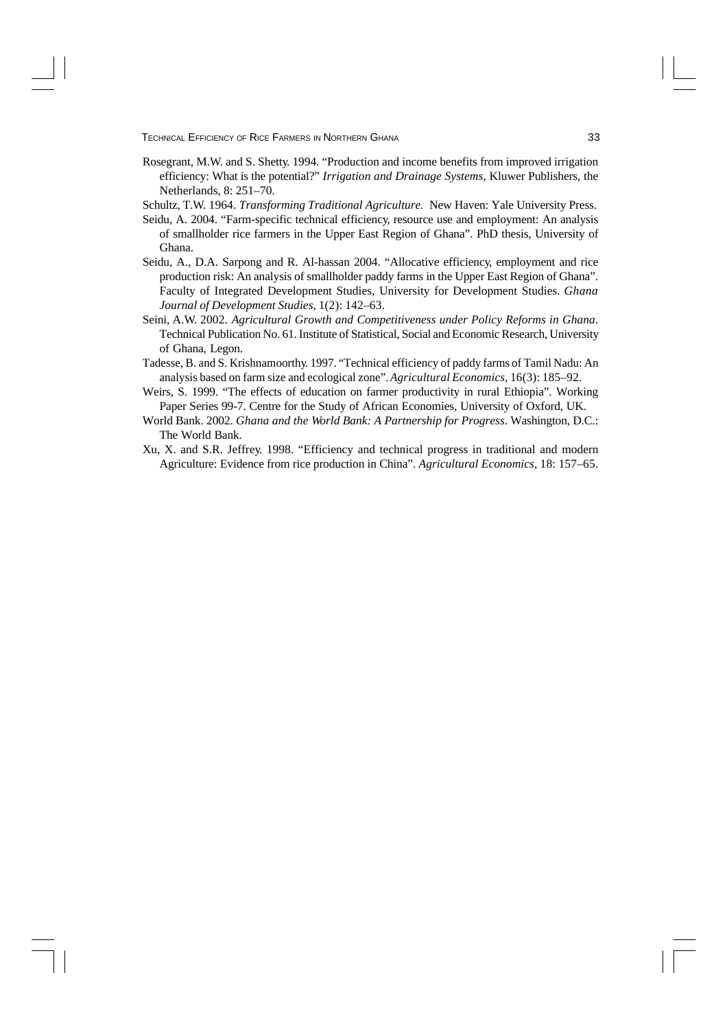Rosegrant, M.W. and S. Shetty. 1994. "Production and income benefits from improved irrigation efficiency: What is the potential?" *Irrigation and Drainage Systems*, Kluwer Publishers, the Netherlands, 8: 251–70.

Schultz, T.W. 1964. *Transforming Traditional Agriculture.* New Haven: Yale University Press.

Seidu, A. 2004. "Farm-specific technical efficiency, resource use and employment: An analysis of smallholder rice farmers in the Upper East Region of Ghana". PhD thesis, University of Ghana.

Seidu, A., D.A. Sarpong and R. Al-hassan 2004. "Allocative efficiency, employment and rice production risk: An analysis of smallholder paddy farms in the Upper East Region of Ghana". Faculty of Integrated Development Studies, University for Development Studies. *Ghana Journal of Development Studies*, 1(2): 142–63.

Seini, A.W. 2002. *Agricultural Growth and Competitiveness under Policy Reforms in Ghana*. Technical Publication No. 61. Institute of Statistical, Social and Economic Research, University of Ghana, Legon.

Tadesse, B. and S. Krishnamoorthy. 1997. "Technical efficiency of paddy farms of Tamil Nadu: An analysis based on farm size and ecological zone". *Agricultural Economics*, 16(3): 185–92.

Weirs, S. 1999. "The effects of education on farmer productivity in rural Ethiopia". Working Paper Series 99-7. Centre for the Study of African Economies, University of Oxford, UK.

World Bank. 2002. *Ghana and the World Bank: A Partnership for Progress*. Washington, D.C.: The World Bank.

Xu, X. and S.R. Jeffrey. 1998. "Efficiency and technical progress in traditional and modern Agriculture: Evidence from rice production in China". *Agricultural Economics*, 18: 157–65.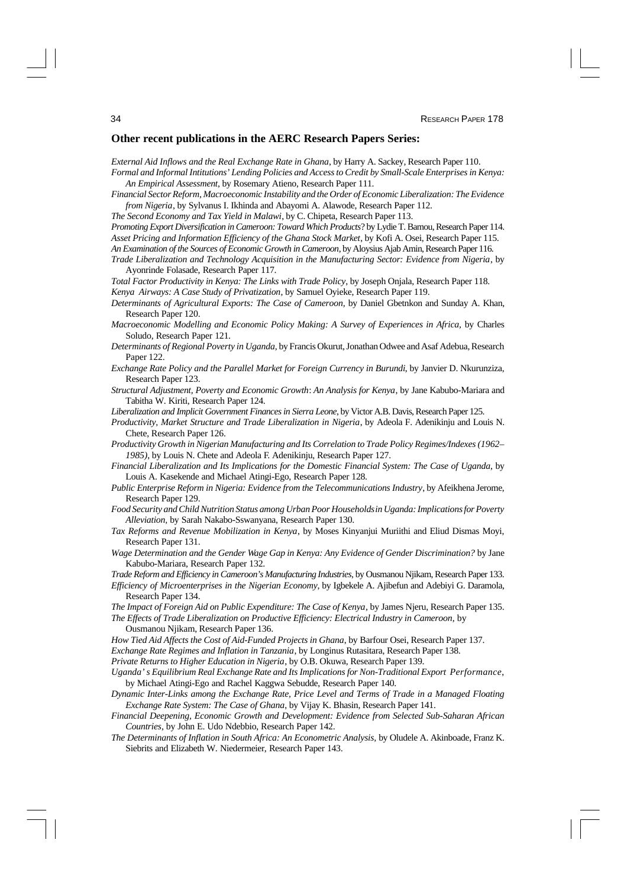## Other recent publications in the AERC Research Papers Series:

*External Aid Inflows and the Real Exchange Rate in Ghana*, by Harry A. Sackey, Research Paper 110.

*Formal and Informal Intitutions' Lending Policies and Access to Credit by Small-Scale Enterprises in Kenya: An Empirical Assessment*, by Rosemary Atieno, Research Paper 111.

*Financial Sector Reform, Macroeconomic Instability and the Order of Economic Liberalization: The Evidence from Nigeria*, by Sylvanus I. Ikhinda and Abayomi A. Alawode, Research Paper 112.

*The Second Economy and Tax Yield in Malawi*, by C. Chipeta, Research Paper 113.

*Promoting Export Diversification in Cameroon: Toward Which Products*? by Lydie T. Bamou, Research Paper 114.

*Asset Pricing and Information Efficiency of the Ghana Stock Market*, by Kofi A. Osei, Research Paper 115.

*An Examination of the Sources of Economic Growth in Cameroon*, by Aloysius Ajab Amin, Research Paper 116.

*Trade Liberalization and Technology Acquisition in the Manufacturing Sector: Evidence from Nigeria*, by Ayonrinde Folasade, Research Paper 117.

*Total Factor Productivity in Kenya: The Links with Trade Policy*, by Joseph Onjala, Research Paper 118.

*Kenya Airways: A Case Study of Privatization*, by Samuel Oyieke, Research Paper 119.

*Determinants of Agricultural Exports: The Case of Cameroon*, by Daniel Gbetnkon and Sunday A. Khan, Research Paper 120.

*Macroeconomic Modelling and Economic Policy Making: A Survey of Experiences in Africa*, by Charles Soludo, Research Paper 121.

*Determinants of Regional Poverty in Uganda*, by Francis Okurut, Jonathan Odwee and Asaf Adebua, Research Paper 122.

*Exchange Rate Policy and the Parallel Market for Foreign Currency in Burundi*, by Janvier D. Nkurunziza, Research Paper 123.

*Structural Adjustment, Poverty and Economic Growth*: *An Analysis for Kenya*, by Jane Kabubo-Mariara and Tabitha W. Kiriti, Research Paper 124.

*Liberalization and Implicit Government Finances in Sierra Leone*, by Victor A.B. Davis, Research Paper 125.

*Productivity, Market Structure and Trade Liberalization in Nigeria*, by Adeola F. Adenikinju and Louis N. Chete, Research Paper 126.

*Productivity Growth in Nigerian Manufacturing and Its Correlation to Trade Policy Regimes/Indexes (1962–1985)*, by Louis N. Chete and Adeola F. Adenikinju, Research Paper 127.

*Financial Liberalization and Its Implications for the Domestic Financial System: The Case of Uganda*, by Louis A. Kasekende and Michael Atingi-Ego, Research Paper 128.

*Public Enterprise Reform in Nigeria: Evidence from the Telecommunications Industry*, by Afeikhena Jerome, Research Paper 129.

*Food Security and Child Nutrition Status among Urban Poor Households in Uganda: Implications for Poverty Alleviation*, by Sarah Nakabo-Sswanyana, Research Paper 130.

*Tax Reforms and Revenue Mobilization in Kenya*, by Moses Kinyanjui Muriithi and Eliud Dismas Moyi, Research Paper 131.

*Wage Determination and the Gender Wage Gap in Kenya: Any Evidence of Gender Discrimination?* by Jane Kabubo-Mariara, Research Paper 132.

*Trade Reform and Efficiency in Cameroon's Manufacturing Industries*, by Ousmanou Njikam, Research Paper 133.

*Efficiency of Microenterprises in the Nigerian Economy*, by Igbekele A. Ajibefun and Adebiyi G. Daramola, Research Paper 134.

*The Impact of Foreign Aid on Public Expenditure: The Case of Kenya*, by James Njeru, Research Paper 135.

*The Effects of Trade Liberalization on Productive Efficiency: Electrical Industry in Cameroon*, by Ousmanou Njikam, Research Paper 136.

*How Tied Aid Affects the Cost of Aid-Funded Projects in Ghana*, by Barfour Osei, Research Paper 137.

*Exchange Rate Regimes and Inflation in Tanzania*, by Longinus Rutasitara, Research Paper 138.

*Private Returns to Higher Education in Nigeria*, by O.B. Okuwa, Research Paper 139.

*Uganda's Equilibrium Real Exchange Rate and Its Implications for Non-Traditional Export Performance*, by Michael Atingi-Ego and Rachel Kaggwa Sebudde, Research Paper 140.

*Dynamic Inter-Links among the Exchange Rate, Price Level and Terms of Trade in a Managed Floating Exchange Rate System: The Case of Ghana*, by Vijay K. Bhasin, Research Paper 141.

*Financial Deepening, Economic Growth and Development: Evidence from Selected Sub-Saharan African Countries*, by John E. Udo Ndebbio, Research Paper 142.

*The Determinants of Inflation in South Africa: An Econometric Analysis*, by Oludele A. Akinboade, Franz K. Siebrits and Elizabeth W. Niedermeier, Research Paper 143.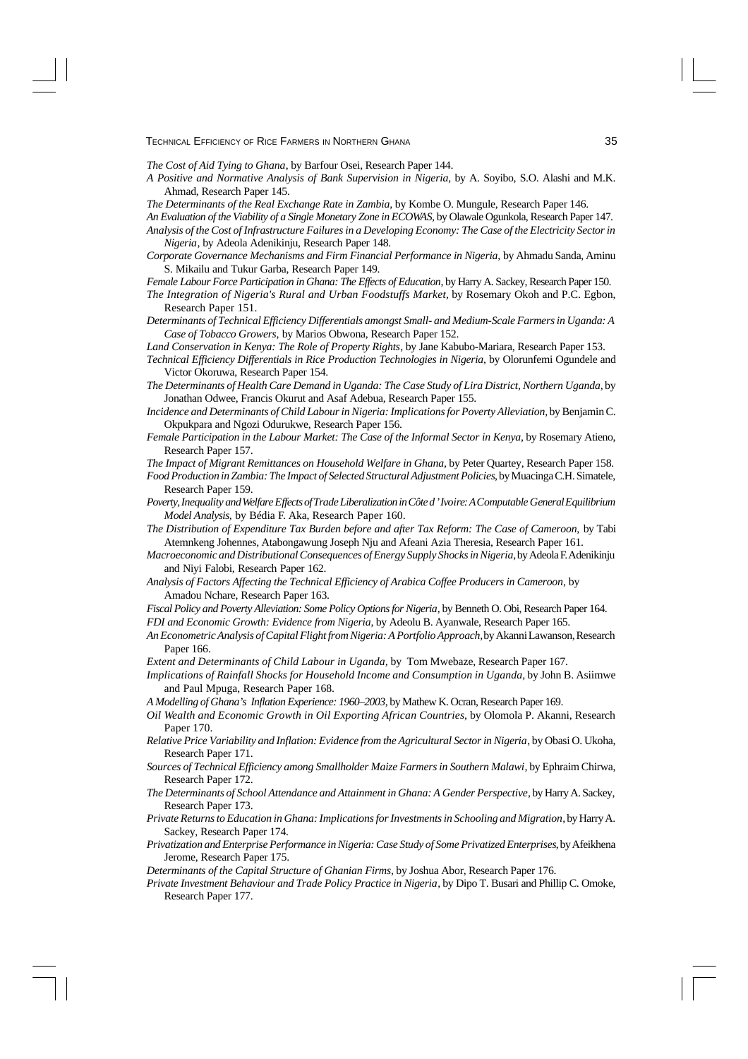*The Cost of Aid Tying to Ghana*, by Barfour Osei, Research Paper 144.

*A Positive and Normative Analysis of Bank Supervision in Nigeria*, by A. Soyibo, S.O. Alashi and M.K. Ahmad, Research Paper 145.

*The Determinants of the Real Exchange Rate in Zambia*, by Kombe O. Mungule, Research Paper 146.

*An Evaluation of the Viability of a Single Monetary Zone in ECOWAS*, by Olawale Ogunkola, Research Paper 147.

*Analysis of the Cost of Infrastructure Failures in a Developing Economy: The Case of the Electricity Sector in Nigeria*, by Adeola Adenikinju, Research Paper 148.

*Corporate Governance Mechanisms and Firm Financial Performance in Nigeria*, by Ahmadu Sanda, Aminu S. Mikailu and Tukur Garba, Research Paper 149.

*Female Labour Force Participation in Ghana: The Effects of Education*, by Harry A. Sackey, Research Paper 150.

*The Integration of Nigeria's Rural and Urban Foodstuffs Market*, by Rosemary Okoh and P.C. Egbon, Research Paper 151.

*Determinants of Technical Efficiency Differentials amongst Small- and Medium-Scale Farmers in Uganda: A Case of Tobacco Growers*, by Marios Obwona, Research Paper 152.

*Land Conservation in Kenya: The Role of Property Rights*, by Jane Kabubo-Mariara, Research Paper 153.

*Technical Efficiency Differentials in Rice Production Technologies in Nigeria*, by Olorunfemi Ogundele and Victor Okoruwa, Research Paper 154.

*The Determinants of Health Care Demand in Uganda: The Case Study of Lira District, Northern Uganda*, by Jonathan Odwee, Francis Okurut and Asaf Adebua, Research Paper 155.

*Incidence and Determinants of Child Labour in Nigeria: Implications for Poverty Alleviation*, by Benjamin C. Okpukpara and Ngozi Odurukwe, Research Paper 156.

*Female Participation in the Labour Market: The Case of the Informal Sector in Kenya*, by Rosemary Atieno, Research Paper 157.

*The Impact of Migrant Remittances on Household Welfare in Ghana*, by Peter Quartey, Research Paper 158.

*Food Production in Zambia: The Impact of Selected Structural Adjustment Policies*, by Muacinga C.H. Simatele, Research Paper 159.

*Poverty, Inequality and Welfare Effects of Trade Liberalization in Côte d'Ivoire: A Computable General Equilibrium Model Analysis*, by Bédia F. Aka, Research Paper 160.

*The Distribution of Expenditure Tax Burden before and after Tax Reform: The Case of Cameroon*, by Tabi Atemnkeng Johennes, Atabongawung Joseph Nju and Afeani Azia Theresia, Research Paper 161.

*Macroeconomic and Distributional Consequences of Energy Supply Shocks in Nigeria*, by Adeola F. Adenikinju and Niyi Falobi, Research Paper 162.

*Analysis of Factors Affecting the Technical Efficiency of Arabica Coffee Producers in Cameroon*, by Amadou Nchare, Research Paper 163.

*Fiscal Policy and Poverty Alleviation: Some Policy Options for Nigeria*, by Benneth O. Obi, Research Paper 164.

*FDI and Economic Growth: Evidence from Nigeria*, by Adeolu B. Ayanwale, Research Paper 165.

*An Econometric Analysis of Capital Flight from Nigeria: A Portfolio Approach*, by Akanni Lawanson, Research Paper 166.

*Extent and Determinants of Child Labour in Uganda*, by Tom Mwebaze, Research Paper 167.

*Implications of Rainfall Shocks for Household Income and Consumption in Uganda*, by John B. Asiimwe and Paul Mpuga, Research Paper 168.

*A Modelling of Ghana's Inflation Experience: 1960–2003*, by Mathew K. Ocran, Research Paper 169.

*Oil Wealth and Economic Growth in Oil Exporting African Countries*, by Olomola P. Akanni, Research Paper 170.

*Relative Price Variability and Inflation: Evidence from the Agricultural Sector in Nigeria*, by Obasi O. Ukoha, Research Paper 171.

*Sources of Technical Efficiency among Smallholder Maize Farmers in Southern Malawi*, by Ephraim Chirwa, Research Paper 172.

*The Determinants of School Attendance and Attainment in Ghana: A Gender Perspective*, by Harry A. Sackey, Research Paper 173.

*Private Returns to Education in Ghana: Implications for Investments in Schooling and Migration*, by Harry A. Sackey, Research Paper 174.

*Privatization and Enterprise Performance in Nigeria: Case Study of Some Privatized Enterprises*, by Afeikhena Jerome, Research Paper 175.

*Determinants of the Capital Structure of Ghanian Firms*, by Joshua Abor, Research Paper 176.

*Private Investment Behaviour and Trade Policy Practice in Nigeria*, by Dipo T. Busari and Phillip C. Omoke, Research Paper 177.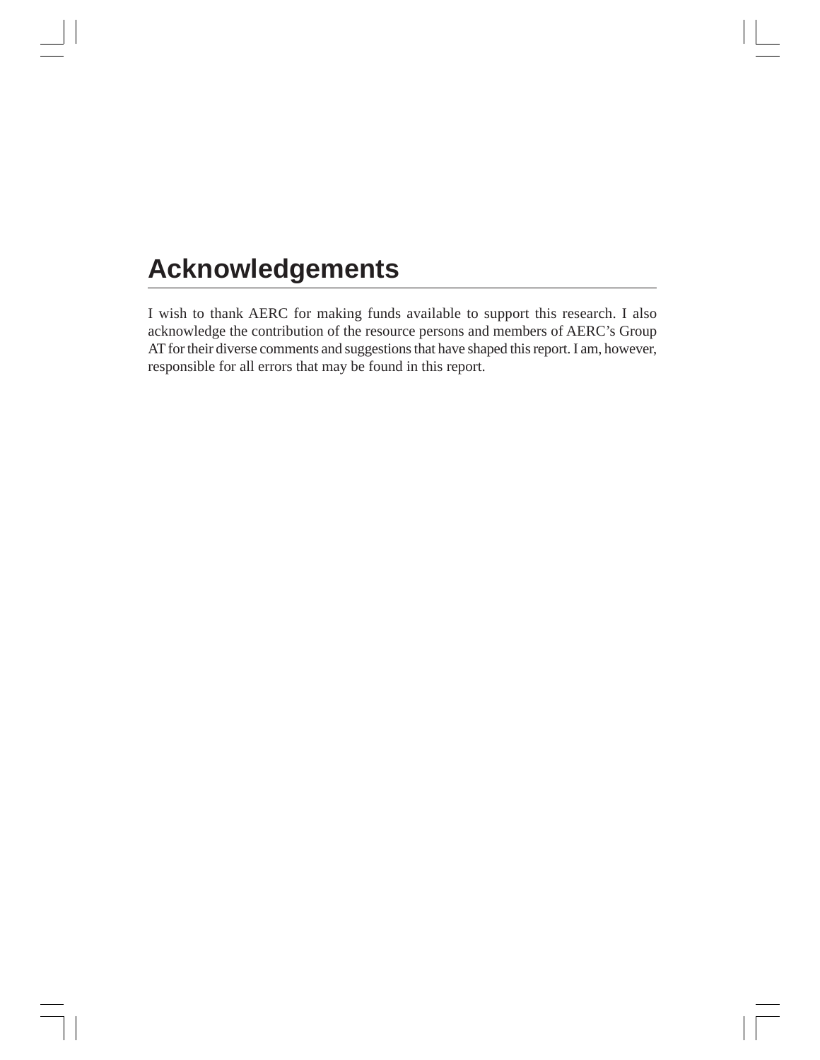# Acknowledgements

I wish to thank AERC for making funds available to support this research. I also acknowledge the contribution of the resource persons and members of AERC's Group AT for their diverse comments and suggestions that have shaped this report. I am, however, responsible for all errors that may be found in this report.